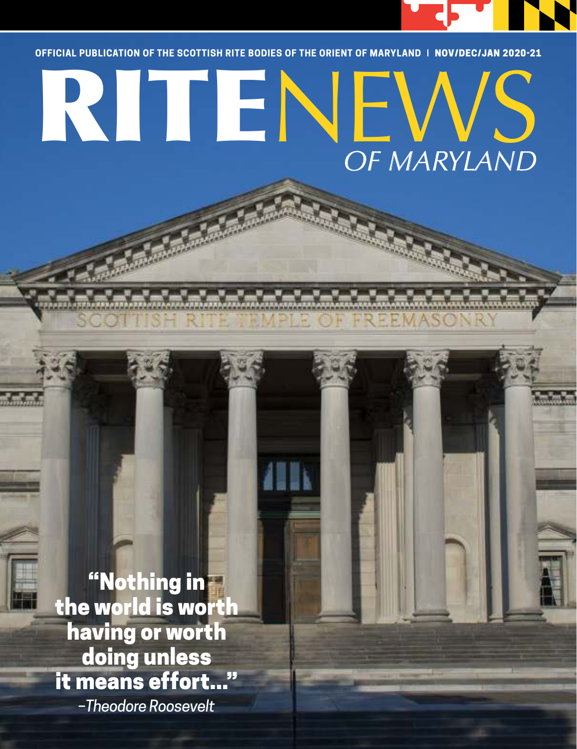OFFICIAL PUBLICATION OF THE SCOTTISH RITE BODIES OF THE ORIENT OF MARYLAND | NOV/DEC/JAN 2020-21

# RITENEWS OF MARYLAND

SCOTTISH RITE TEMPLE OF FREEMASONRY

**"Nothing in the world is worth having or worth doing unless it means effort..."**

*–Theodore Roosevelt*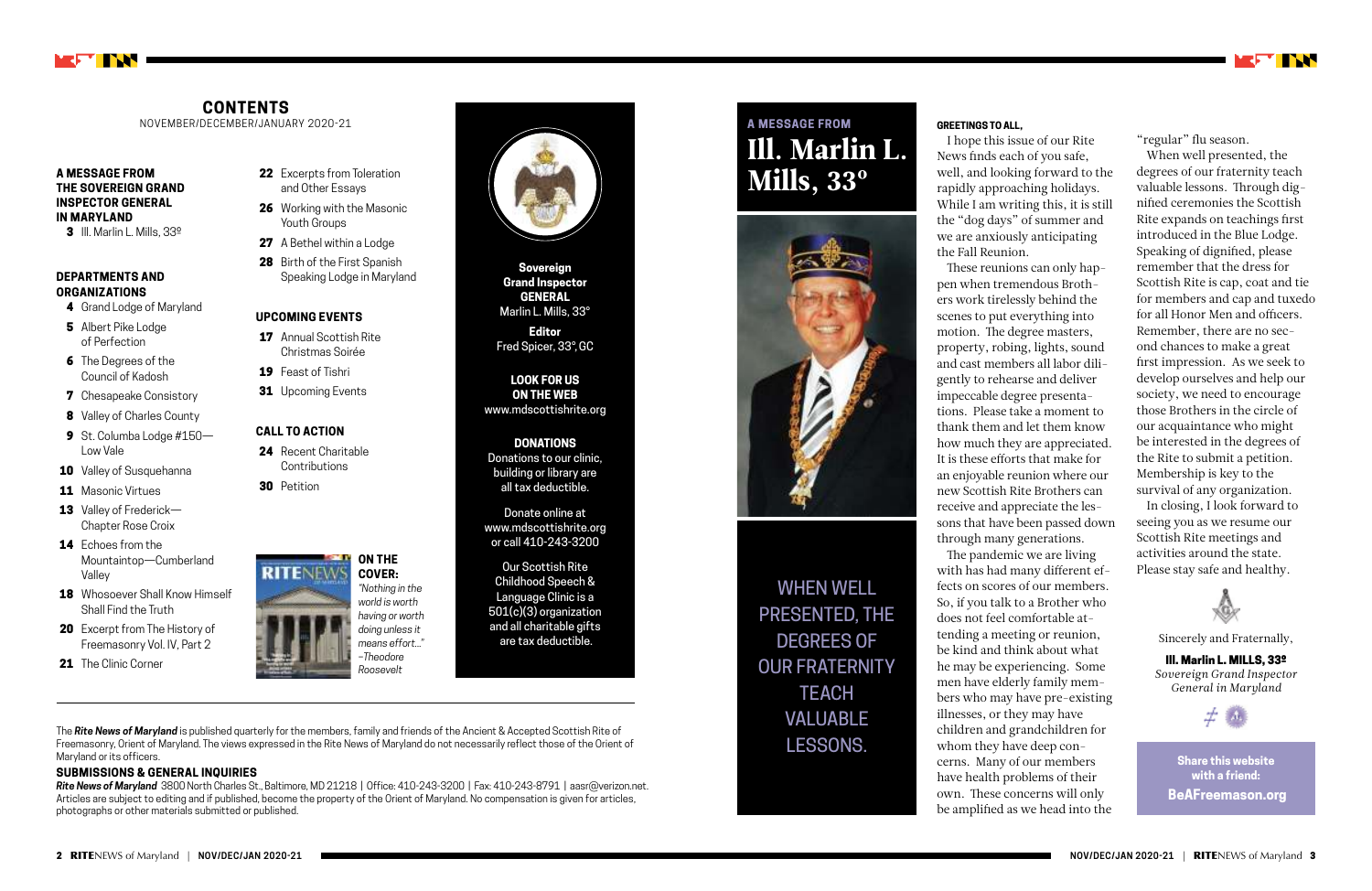## CONTENTS

NOVEMBER/DECEMBER/JANUARY 2020-21

**A MESSAGE FROM THE SOVEREIGN GRAND INSPECTOR GENERAL IN MARYLAND**

- **3** Ill. Marlin L. Mills, 33º

**DEPARTMENTS AND ORGANIZATIONS**

- **4** Grand Lodge of Maryland
- **5** Albert Pike Lodge of Perfection
- **6** The Degrees of the Council of Kadosh
- **7** Chesapeake Consistory
- **8** Valley of Charles County
- **9** St. Columba Lodge #150—Low Vale
- **10** Valley of Susquehanna
- **11** Masonic Virtues
- **13** Valley of Frederick—Chapter Rose Croix
- **14** Echoes from the Mountaintop—Cumberland Valley
- **18** Whosoever Shall Know Himself Shall Find the Truth
- **20** Excerpt from The History of Freemasonry Vol. IV, Part 2
- **21** The Clinic Corner
- **22** Excerpts from Toleration and Other Essays
- **26** Working with the Masonic Youth Groups
- **27** A Bethel within a Lodge
- **28** Birth of the First Spanish Speaking Lodge in Maryland

**UPCOMING EVENTS**

- **17** Annual Scottish Rite Christmas Soirée
- **19** Feast of Tishri
- **31** Upcoming Events

**CALL TO ACTION**

- **24** Recent Charitable Contributions
- **30** Petition

**ON THE COVER:** *"Nothing in the world is worth having or worth doing unless it means effort..." –Theodore Roosevelt*

**Sovereign Grand Inspector GENERAL**
Marlin L. Mills, 33°

**Editor**
Fred Spicer, 33°, GC

**LOOK FOR US ON THE WEB**
www.mdscottishrite.org

**DONATIONS**
Donations to our clinic, building or library are all tax deductible.

Donate online at www.mdscottishrite.org or call 410-243-3200

Our Scottish Rite Childhood Speech & Language Clinic is a 501(c)(3) organization and all charitable gifts are tax deductible.

The ***Rite News of Maryland*** is published quarterly for the members, family and friends of the Ancient & Accepted Scottish Rite of Freemasonry, Orient of Maryland. The views expressed in the Rite News of Maryland do not necessarily reflect those of the Orient of Maryland or its officers.

**SUBMISSIONS & GENERAL INQUIRIES**

***Rite News of Maryland*** 3800 North Charles St., Baltimore, MD 21218 | Office: 410-243-3200 | Fax: 410-243-8791 | aasr@verizon.net. Articles are subject to editing and if published, become the property of the Orient of Maryland. No compensation is given for articles, photographs or other materials submitted or published.

---

**A MESSAGE FROM**

# Ill. Marlin L. Mills, 33°

WHEN WELL PRESENTED, THE DEGREES OF OUR FRATERNITY TEACH VALUABLE LESSONS.

**GREETINGS TO ALL,**

I hope this issue of our Rite News finds each of you safe, well, and looking forward to the rapidly approaching holidays. While I am writing this, it is still the "dog days" of summer and we are anxiously anticipating the Fall Reunion.

These reunions can only happen when tremendous Brothers work tirelessly behind the scenes to put everything into motion. The degree masters, property, robing, lights, sound and cast members all labor diligently to rehearse and deliver impeccable degree presentations. Please take a moment to thank them and let them know how much they are appreciated. It is these efforts that make for an enjoyable reunion where our new Scottish Rite Brothers can receive and appreciate the lessons that have been passed down through many generations.

The pandemic we are living with has had many different effects on scores of our members. So, if you talk to a Brother who does not feel comfortable attending a meeting or reunion, be kind and think about what he may be experiencing. Some men have elderly family members who may have pre-existing illnesses, or they may have children and grandchildren for whom they have deep concerns. Many of our members have health problems of their own. These concerns will only be amplified as we head into the "regular" flu season.

When well presented, the degrees of our fraternity teach valuable lessons. Through dignified ceremonies the Scottish Rite expands on teachings first introduced in the Blue Lodge. Speaking of dignified, please remember that the dress for Scottish Rite is cap, coat and tie for members and cap and tuxedo for all Honor Men and officers. Remember, there are no second chances to make a great first impression. As we seek to develop ourselves and help our society, we need to encourage those Brothers in the circle of our acquaintance who might be interested in the degrees of the Rite to submit a petition. Membership is key to the survival of any organization.

In closing, I look forward to seeing you as we resume our Scottish Rite meetings and activities around the state. Please stay safe and healthy.

Sincerely and Fraternally,

**Ill. Marlin L. MILLS, 33º**
*Sovereign Grand Inspector General in Maryland*

**Share this website with a friend:**
**BeAFreemason.org**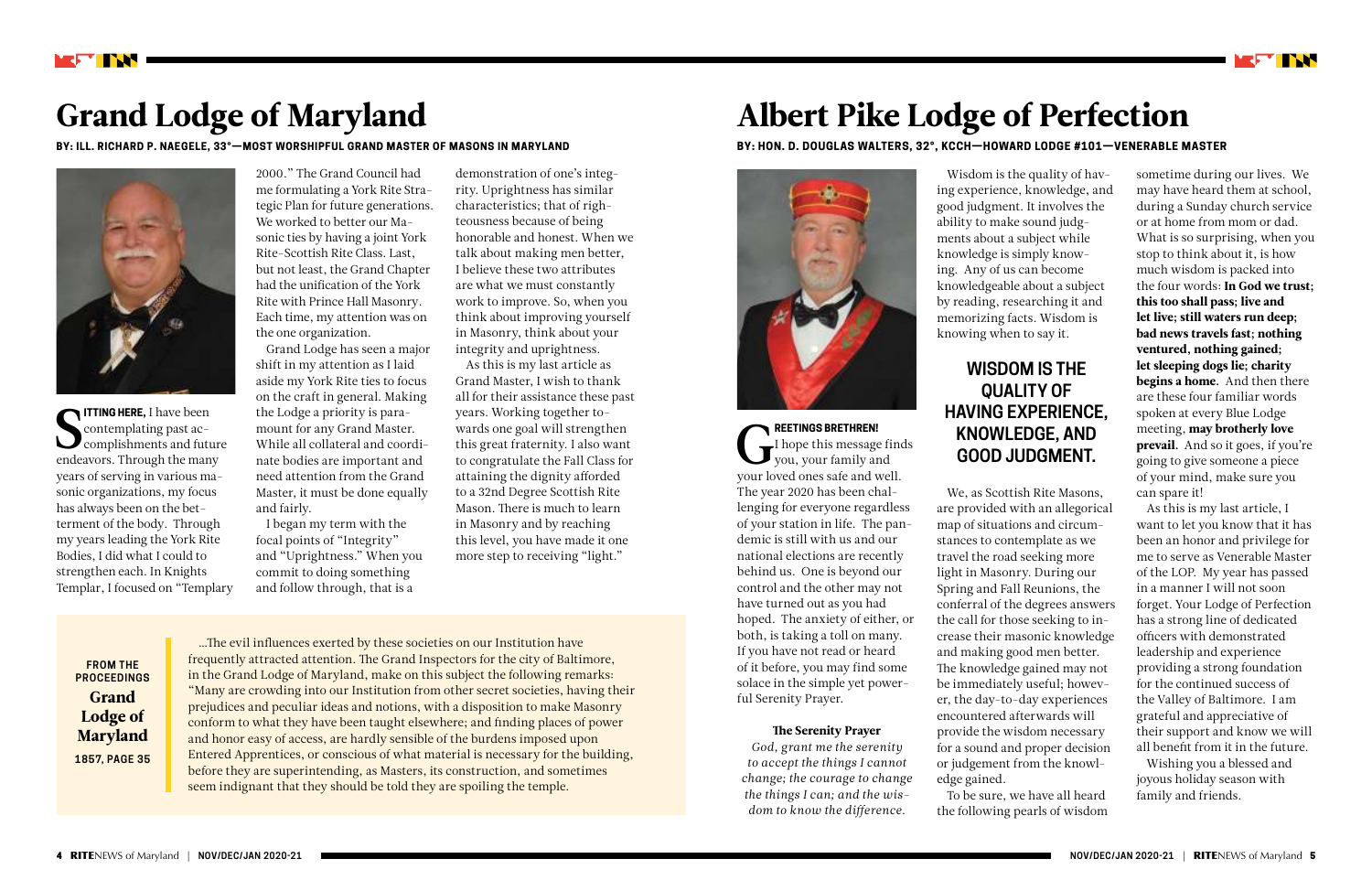# Grand Lodge of Maryland

**BY: ILL. RICHARD P. NAEGELE, 33°—MOST WORSHIPFUL GRAND MASTER OF MASONS IN MARYLAND**

**SITTING HERE,** I have been contemplating past accomplishments and future endeavors. Through the many years of serving in various masonic organizations, my focus has always been on the betterment of the body. Through my years leading the York Rite Bodies, I did what I could to strengthen each. In Knights Templar, I focused on "Templary 2000." The Grand Council had me formulating a York Rite Strategic Plan for future generations. We worked to better our Masonic ties by having a joint York Rite-Scottish Rite Class. Last, but not least, the Grand Chapter had the unification of the York Rite with Prince Hall Masonry. Each time, my attention was on the one organization.

Grand Lodge has seen a major shift in my attention as I laid aside my York Rite ties to focus on the craft in general. Making the Lodge a priority is paramount for any Grand Master. While all collateral and coordinate bodies are important and need attention from the Grand Master, it must be done equally and fairly.

I began my term with the focal points of "Integrity" and "Uprightness." When you commit to doing something and follow through, that is a demonstration of one's integrity. Uprightness has similar characteristics; that of righteousness because of being honorable and honest. When we talk about making men better, I believe these two attributes are what we must constantly work to improve. So, when you think about improving yourself in Masonry, think about your integrity and uprightness.

As this is my last article as Grand Master, I wish to thank all for their assistance these past years. Working together towards one goal will strengthen this great fraternity. I also want to congratulate the Fall Class for attaining the dignity afforded to a 32nd Degree Scottish Rite Mason. There is much to learn in Masonry and by reaching this level, you have made it one more step to receiving "light."

**FROM THE PROCEEDINGS**
**Grand Lodge of Maryland**
**1857, PAGE 35**

...The evil influences exerted by these societies on our Institution have frequently attracted attention. The Grand Inspectors for the city of Baltimore, in the Grand Lodge of Maryland, make on this subject the following remarks: "Many are crowding into our Institution from other secret societies, having their prejudices and peculiar ideas and notions, with a disposition to make Masonry conform to what they have been taught elsewhere; and finding places of power and honor easy of access, are hardly sensible of the burdens imposed upon Entered Apprentices, or conscious of what material is necessary for the building, before they are superintending, as Masters, its construction, and sometimes seem indignant that they should be told they are spoiling the temple.

# Albert Pike Lodge of Perfection

**BY: HON. D. DOUGLAS WALTERS, 32°, KCCH—HOWARD LODGE #101—VENERABLE MASTER**

**GREETINGS BRETHREN!** I hope this message finds you, your family and your loved ones safe and well. The year 2020 has been challenging for everyone regardless of your station in life. The pandemic is still with us and our national elections are recently behind us. One is beyond our control and the other may not have turned out as you had hoped. The anxiety of either, or both, is taking a toll on many. If you have not read or heard of it before, you may find some solace in the simple yet powerful Serenity Prayer.

**The Serenity Prayer**

*God, grant me the serenity to accept the things I cannot change; the courage to change the things I can; and the wisdom to know the difference.*

Wisdom is the quality of having experience, knowledge, and good judgment. It involves the ability to make sound judgments about a subject while knowledge is simply knowing. Any of us can become knowledgeable about a subject by reading, researching it and memorizing facts. Wisdom is knowing when to say it.

**WISDOM IS THE QUALITY OF HAVING EXPERIENCE, KNOWLEDGE, AND GOOD JUDGMENT.**

We, as Scottish Rite Masons, are provided with an allegorical map of situations and circumstances to contemplate as we travel the road seeking more light in Masonry. During our Spring and Fall Reunions, the conferral of the degrees answers the call for those seeking to increase their masonic knowledge and making good men better. The knowledge gained may not be immediately useful; however, the day-to-day experiences encountered afterwards will provide the wisdom necessary for a sound and proper decision or judgement from the knowledge gained.

To be sure, we have all heard the following pearls of wisdom sometime during our lives. We may have heard them at school, during a Sunday church service or at home from mom or dad. What is so surprising, when you stop to think about it, is how much wisdom is packed into the four words: **In God we trust; this too shall pass; live and let live; still waters run deep; bad news travels fast; nothing ventured, nothing gained; let sleeping dogs lie; charity begins a home.** And then there are these four familiar words spoken at every Blue Lodge meeting, **may brotherly love prevail**. And so it goes, if you're going to give someone a piece of your mind, make sure you can spare it!

As this is my last article, I want to let you know that it has been an honor and privilege for me to serve as Venerable Master of the LOP. My year has passed in a manner I will not soon forget. Your Lodge of Perfection has a strong line of dedicated officers with demonstrated leadership and experience providing a strong foundation for the continued success of the Valley of Baltimore. I am grateful and appreciative of their support and know we will all benefit from it in the future.

Wishing you a blessed and joyous holiday season with family and friends.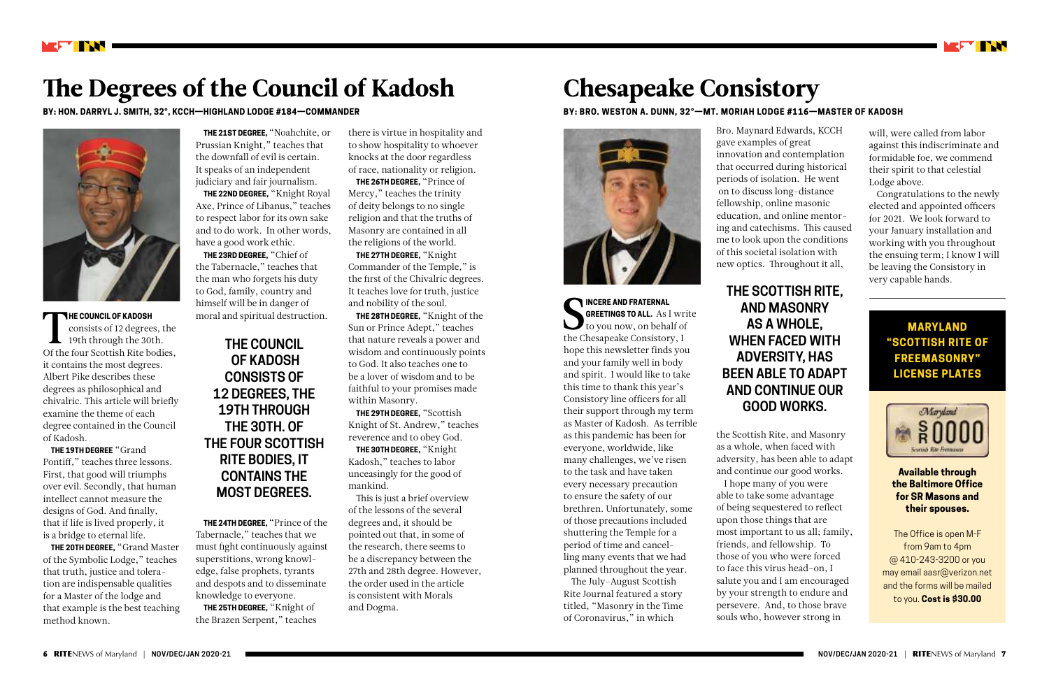# The Degrees of the Council of Kadosh

**BY: HON. DARRYL J. SMITH, 32°, KCCH—HIGHLAND LODGE #184—COMMANDER**

**THE COUNCIL OF KADOSH** consists of 12 degrees, the 19th through the 30th. Of the four Scottish Rite bodies, it contains the most degrees. Albert Pike describes these degrees as philosophical and chivalric. This article will briefly examine the theme of each degree contained in the Council of Kadosh.

**THE 19TH DEGREE** "Grand Pontiff," teaches three lessons. First, that good will triumphs over evil. Secondly, that human intellect cannot measure the designs of God. And finally, that if life is lived properly, it is a bridge to eternal life.

**THE 20TH DEGREE,** "Grand Master of the Symbolic Lodge," teaches that truth, justice and toleration are indispensable qualities for a Master of the lodge and that example is the best teaching method known.

**THE 21ST DEGREE,** "Noahchite, or Prussian Knight," teaches that the downfall of evil is certain. It speaks of an independent judiciary and fair journalism.

**THE 22ND DEGREE,** "Knight Royal Axe, Prince of Libanus," teaches to respect labor for its own sake and to do work. In other words, have a good work ethic.

**THE 23RD DEGREE,** "Chief of the Tabernacle," teaches that the man who forgets his duty to God, family, country and himself will be in danger of moral and spiritual destruction.

**THE COUNCIL OF KADOSH CONSISTS OF 12 DEGREES, THE 19TH THROUGH THE 30TH. OF THE FOUR SCOTTISH RITE BODIES, IT CONTAINS THE MOST DEGREES.**

**THE 24TH DEGREE,** "Prince of the Tabernacle," teaches that we must fight continuously against superstitions, wrong knowledge, false prophets, tyrants and despots and to disseminate knowledge to everyone.

**THE 25TH DEGREE,** "Knight of the Brazen Serpent," teaches there is virtue in hospitality and to show hospitality to whoever knocks at the door regardless of race, nationality or religion.

**THE 26TH DEGREE,** "Prince of Mercy," teaches the trinity of deity belongs to no single religion and that the truths of Masonry are contained in all the religions of the world.

**THE 27TH DEGREE,** "Knight Commander of the Temple," is the first of the Chivalric degrees. It teaches love for truth, justice and nobility of the soul.

**THE 28TH DEGREE,** "Knight of the Sun or Prince Adept," teaches that nature reveals a power and wisdom and continuously points to God. It also teaches one to be a lover of wisdom and to be faithful to your promises made within Masonry.

**THE 29TH DEGREE,** "Scottish Knight of St. Andrew," teaches reverence and to obey God.

**THE 30TH DEGREE,** "Knight Kadosh," teaches to labor unceasingly for the good of mankind.

This is just a brief overview of the lessons of the several degrees and, it should be pointed out that, in some of the research, there seems to be a discrepancy between the 27th and 28th degree. However, the order used in the article is consistent with Morals and Dogma.

# Chesapeake Consistory

**BY: BRO. WESTON A. DUNN, 32°—MT. MORIAH LODGE #116—MASTER OF KADOSH**

**SINCERE AND FRATERNAL GREETINGS TO ALL.** As I write to you now, on behalf of the Chesapeake Consistory, I hope this newsletter finds you and your family well in body and spirit. I would like to take this time to thank this year's Consistory line officers for all their support through my term as Master of Kadosh. As terrible as this pandemic has been for everyone, worldwide, like many challenges, we've risen to the task and have taken every necessary precaution to ensure the safety of our brethren. Unfortunately, some of those precautions included shuttering the Temple for a period of time and cancelling many events that we had planned throughout the year.

The July-August Scottish Rite Journal featured a story titled, "Masonry in the Time of Coronavirus," in which Bro. Maynard Edwards, KCCH gave examples of great innovation and contemplation that occurred during historical periods of isolation. He went on to discuss long-distance fellowship, online masonic education, and online mentoring and catechisms. This caused me to look upon the conditions of this societal isolation with new optics. Throughout it all, the Scottish Rite, and Masonry as a whole, when faced with adversity, has been able to adapt and continue our good works.

**THE SCOTTISH RITE, AND MASONRY AS A WHOLE, WHEN FACED WITH ADVERSITY, HAS BEEN ABLE TO ADAPT AND CONTINUE OUR GOOD WORKS.**

I hope many of you were able to take some advantage of being sequestered to reflect upon those things that are most important to us all; family, friends, and fellowship. To those of you who were forced to face this virus head-on, I salute you and I am encouraged by your strength to endure and persevere. And, to those brave souls who, however strong in will, were called from labor against this indiscriminate and formidable foe, we commend their spirit to that celestial Lodge above.

Congratulations to the newly elected and appointed officers for 2021. We look forward to your January installation and working with you throughout the ensuing term; I know I will be leaving the Consistory in very capable hands.

**MARYLAND "SCOTTISH RITE OF FREEMASONRY" LICENSE PLATES**

**Available through the Baltimore Office for SR Masons and their spouses.**

The Office is open M-F from 9am to 4pm @ 410-243-3200 or you may email aasr@verizon.net and the forms will be mailed to you. **Cost is $30.00**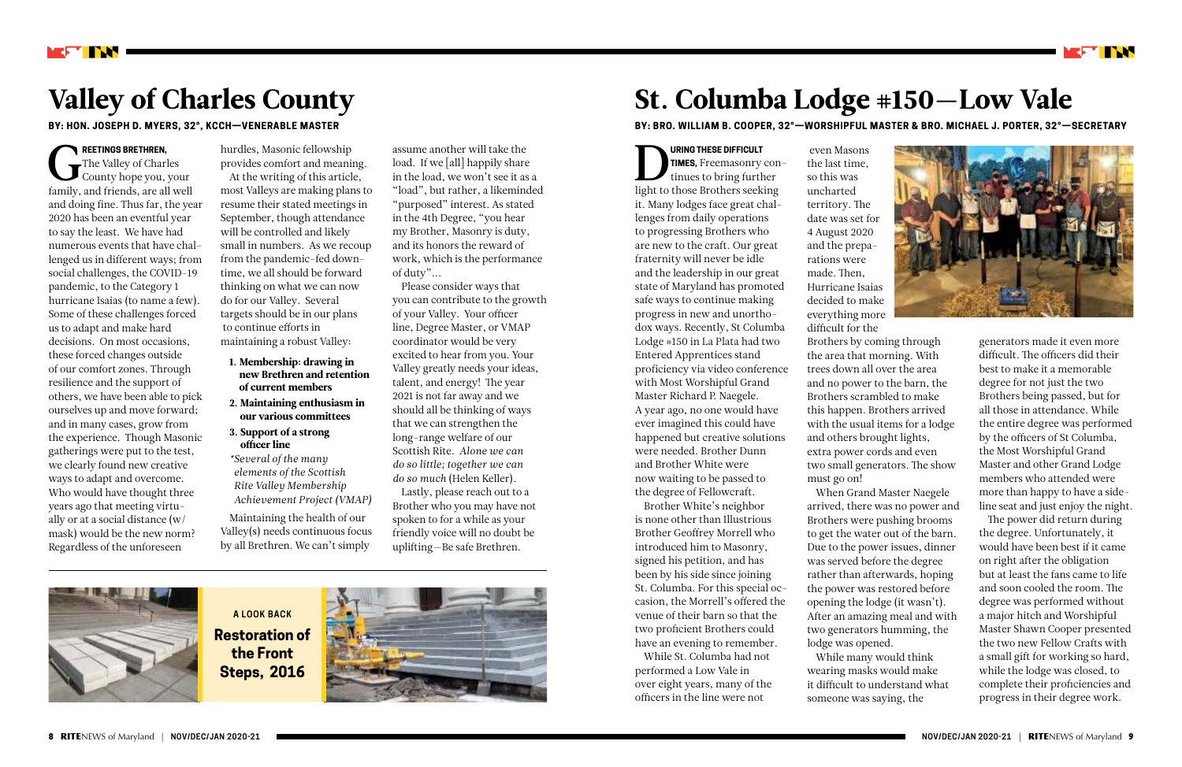# Valley of Charles County

**BY: HON. JOSEPH D. MYERS, 32°, KCCH—VENERABLE MASTER**

**GREETINGS BRETHREN,** The Valley of Charles County hope you, your family, and friends, are all well and doing fine. Thus far, the year 2020 has been an eventful year to say the least. We have had numerous events that have challenged us in different ways; from social challenges, the COVID-19 pandemic, to the Category 1 hurricane Isaias (to name a few). Some of these challenges forced us to adapt and make hard decisions. On most occasions, these forced changes were outside of our comfort zones. Through resilience and the support of others, we have been able to pick ourselves up and move forward; and in many cases, grow from the experience. Though Masonic gatherings were put to the test, we clearly found new creative ways to adapt and overcome. Who would have thought three years ago that meeting virtually or at a social distance (w/ mask) would be the new norm? Regardless of the unforeseen hurdles, Masonic fellowship provides comfort and meaning.

At the writing of this article, most Valleys are making plans to resume their stated meetings in September, though attendance will be controlled and likely small in numbers. As we recoup from the pandemic-fed downtime, we all should be forward thinking on what we can now do for our Valley. Several targets should be in our plans to continue efforts in maintaining a robust Valley:

1. **Membership: drawing in new Brethren and retention of current members**
2. **Maintaining enthusiasm in our various committees**
3. **Support of a strong officer line**

*\*Several of the many elements of the Scottish Rite Valley Membership Achievement Project (VMAP)*

Maintaining the health of our Valley(s) needs continuous focus by all Brethren. We can't simply assume another will take the load. If we [all] happily share in the load, we won't see it as a "load", but rather, a likeminded "purposed" interest. As stated in the 4th Degree, "you hear my Brother, Masonry is duty, and its honors the reward of work, which is the performance of duty"...

Please consider ways that you can contribute to the growth of your Valley. Your officer line, Degree Master, or VMAP coordinator would be very excited to hear from you. Your Valley greatly needs your ideas, talent, and energy! The year 2021 is not far away and we should all be thinking of ways that we can strengthen the long-range welfare of our Scottish Rite. *Alone we can do so little; together we can do so much* (Helen Keller).

Lastly, please reach out to a Brother who you may have not spoken to for a while as your friendly voice will no doubt be uplifting—Be safe Brethren.

**A LOOK BACK**

**Restoration of the Front Steps, 2016**

# St. Columba Lodge #150—Low Vale

**BY: BRO. WILLIAM B. COOPER, 32°—WORSHIPFUL MASTER & BRO. MICHAEL J. PORTER, 32°—SECRETARY**

**DURING THESE DIFFICULT TIMES,** Freemasonry continues to bring further light to those Brothers seeking it. Many lodges face great challenges from daily operations to progressing Brothers who are new to the craft. Our great fraternity will never be idle and the leadership in our great state of Maryland has promoted safe ways to continue making progress in new and unorthodox ways. Recently, St Columba Lodge #150 in La Plata had two Entered Apprentices stand proficiency via video conference with Most Worshipful Grand Master Richard P. Naegele. A year ago, no one would have ever imagined this could have happened but creative solutions were needed. Brother Dunn and Brother White were now waiting to be passed to the degree of Fellowcraft.

Brother White's neighbor is none other than Illustrious Brother Geoffrey Morrell who introduced him to Masonry, signed his petition, and has been by his side since joining St. Columba. For this special occasion, the Morrell's offered the venue of their barn so that the two proficient Brothers could have an evening to remember.

While St. Columba had not performed a Low Vale in over eight years, many of the officers in the line were not even Masons the last time, so this was uncharted territory. The date was set for 4 August 2020 and the preparations were made. Then, Hurricane Isaias decided to make everything more difficult for the Brothers by coming through the area that morning. With trees down all over the area and no power to the barn, the Brothers scrambled to make this happen. Brothers arrived with the usual items for a lodge and others brought lights, extra power cords and even two small generators. The show must go on!

When Grand Master Naegele arrived, there was no power and Brothers were pushing brooms to get the water out of the barn. Due to the power issues, dinner was served before the degree rather than afterwards, hoping the power was restored before opening the lodge (it wasn't). After an amazing meal and with two generators humming, the lodge was opened.

While many would think wearing masks would make it difficult to understand what someone was saying, the generators made it even more difficult. The officers did their best to make it a memorable degree for not just the two Brothers being passed, but for all those in attendance. While the entire degree was performed by the officers of St Columba, the Most Worshipful Grand Master and other Grand Lodge members who attended were more than happy to have a sideline seat and just enjoy the night.

The power did return during the degree. Unfortunately, it would have been best if it came on right after the obligation but at least the fans came to life and soon cooled the room. The degree was performed without a major hitch and Worshipful Master Shawn Cooper presented the two new Fellow Crafts with a small gift for working so hard, while the lodge was closed, to complete their proficiencies and progress in their degree work.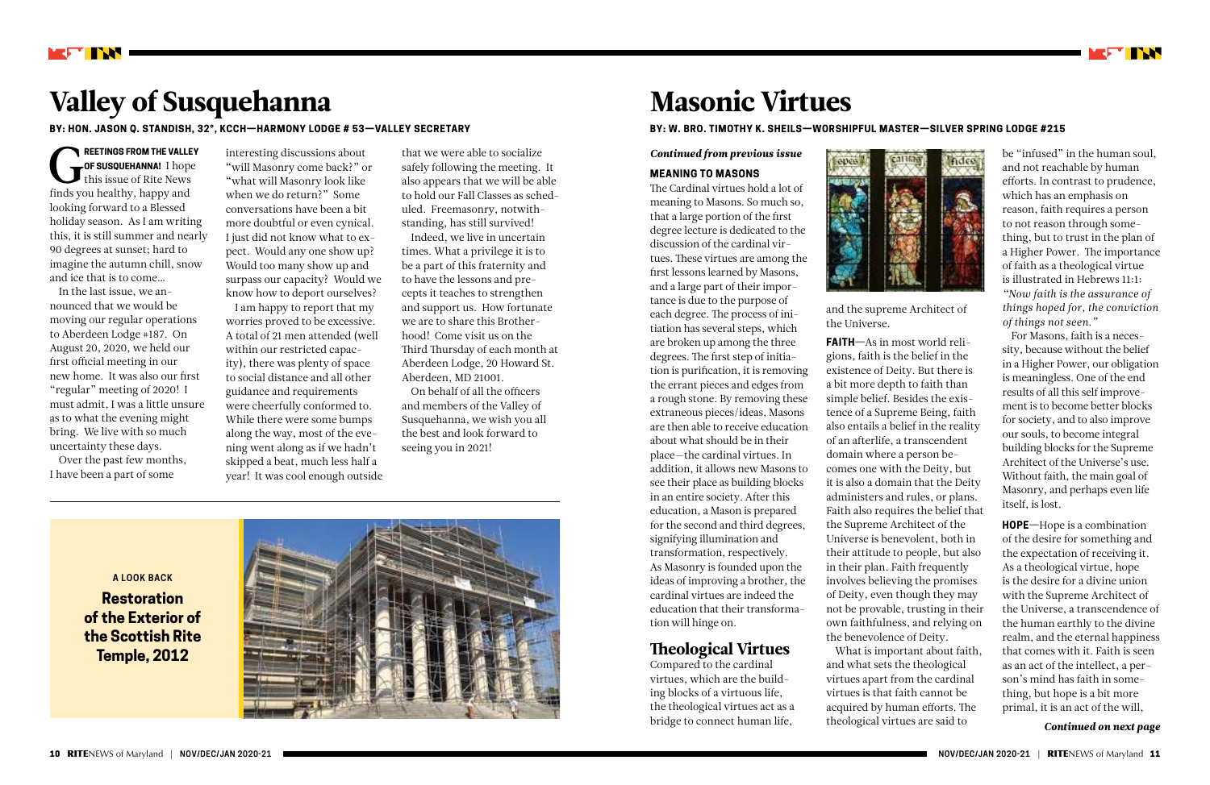# Valley of Susquehanna

**BY: HON. JASON Q. STANDISH, 32°, KCCH—HARMONY LODGE # 53—VALLEY SECRETARY**

**GREETINGS FROM THE VALLEY OF SUSQUEHANNA!** I hope this issue of Rite News finds you healthy, happy and looking forward to a Blessed holiday season. As I am writing this, it is still summer and nearly 90 degrees at sunset; hard to imagine the autumn chill, snow and ice that is to come…

In the last issue, we announced that we would be moving our regular operations to Aberdeen Lodge #187. On August 20, 2020, we held our first official meeting in our new home. It was also our first "regular" meeting of 2020! I must admit, I was a little unsure as to what the evening might bring. We live with so much uncertainty these days.

Over the past few months, I have been a part of some interesting discussions about "will Masonry come back?" or "what will Masonry look like when we do return?" Some conversations have been a bit more doubtful or even cynical. I just did not know what to expect. Would any one show up? Would too many show up and surpass our capacity? Would we know how to deport ourselves?

I am happy to report that my worries proved to be excessive. A total of 21 men attended (well within our restricted capacity), there was plenty of space to social distance and all other guidance and requirements were cheerfully conformed to. While there were some bumps along the way, most of the evening went along as if we hadn't skipped a beat, much less half a year! It was cool enough outside that we were able to socialize safely following the meeting. It also appears that we will be able to hold our Fall Classes as scheduled. Freemasonry, notwithstanding, has still survived!

Indeed, we live in uncertain times. What a privilege it is to be a part of this fraternity and to have the lessons and precepts it teaches to strengthen and support us. How fortunate we are to share this Brotherhood! Come visit us on the Third Thursday of each month at Aberdeen Lodge, 20 Howard St. Aberdeen, MD 21001.

On behalf of all the officers and members of the Valley of Susquehanna, we wish you all the best and look forward to seeing you in 2021!

**A LOOK BACK**

**Restoration of the Exterior of the Scottish Rite Temple, 2012**

# Masonic Virtues

**BY: W. BRO. TIMOTHY K. SHEILS—WORSHIPFUL MASTER—SILVER SPRING LODGE #215**

*Continued from previous issue*

### MEANING TO MASONS

The Cardinal virtues hold a lot of meaning to Masons. So much so, that a large portion of the first degree lecture is dedicated to the discussion of the cardinal virtues. These virtues are among the first lessons learned by Masons, and a large part of their importance is due to the purpose of each degree. The process of initiation has several steps, which are broken up among the three degrees. The first step of initiation is purification, it is removing the errant pieces and edges from a rough stone. By removing these extraneous pieces/ideas, Masons are then able to receive education about what should be in their place—the cardinal virtues. In addition, it allows new Masons to see their place as building blocks in an entire society. After this education, a Mason is prepared for the second and third degrees, signifying illumination and transformation, respectively. As Masonry is founded upon the ideas of improving a brother, the cardinal virtues are indeed the education that their transformation will hinge on.

## Theological Virtues

Compared to the cardinal virtues, which are the building blocks of a virtuous life, the theological virtues act as a bridge to connect human life, and the supreme Architect of the Universe.

**FAITH**—As in most world religions, faith is the belief in the existence of Deity. But there is a bit more depth to faith than simple belief. Besides the existence of a Supreme Being, faith also entails a belief in the reality of an afterlife, a transcendent domain where a person becomes one with the Deity, but it is also a domain that the Deity administers and rules, or plans. Faith also requires the belief that the Supreme Architect of the Universe is benevolent, both in their attitude to people, but also in their plan. Faith frequently involves believing the promises of Deity, even though they may not be provable, trusting in their own faithfulness, and relying on the benevolence of Deity.

What is important about faith, and what sets the theological virtues apart from the cardinal virtues is that faith cannot be acquired by human efforts. The theological virtues are said to be "infused" in the human soul, and not reachable by human efforts. In contrast to prudence, which has an emphasis on reason, faith requires a person to not reason through something, but to trust in the plan of a Higher Power. The importance of faith as a theological virtue is illustrated in Hebrews 11:1: *"Now faith is the assurance of things hoped for, the conviction of things not seen."*

For Masons, faith is a necessity, because without the belief in a Higher Power, our obligation is meaningless. One of the end results of all this self improvement is to become better blocks for society, and to also improve our souls, to become integral building blocks for the Supreme Architect of the Universe's use. Without faith, the main goal of Masonry, and perhaps even life itself, is lost.

**HOPE**—Hope is a combination of the desire for something and the expectation of receiving it. As a theological virtue, hope is the desire for a divine union with the Supreme Architect of the Universe, a transcendence of the human earthly to the divine realm, and the eternal happiness that comes with it. Faith is seen as an act of the intellect, a person's mind has faith in something, but hope is a bit more primal, it is an act of the will,

*Continued on next page*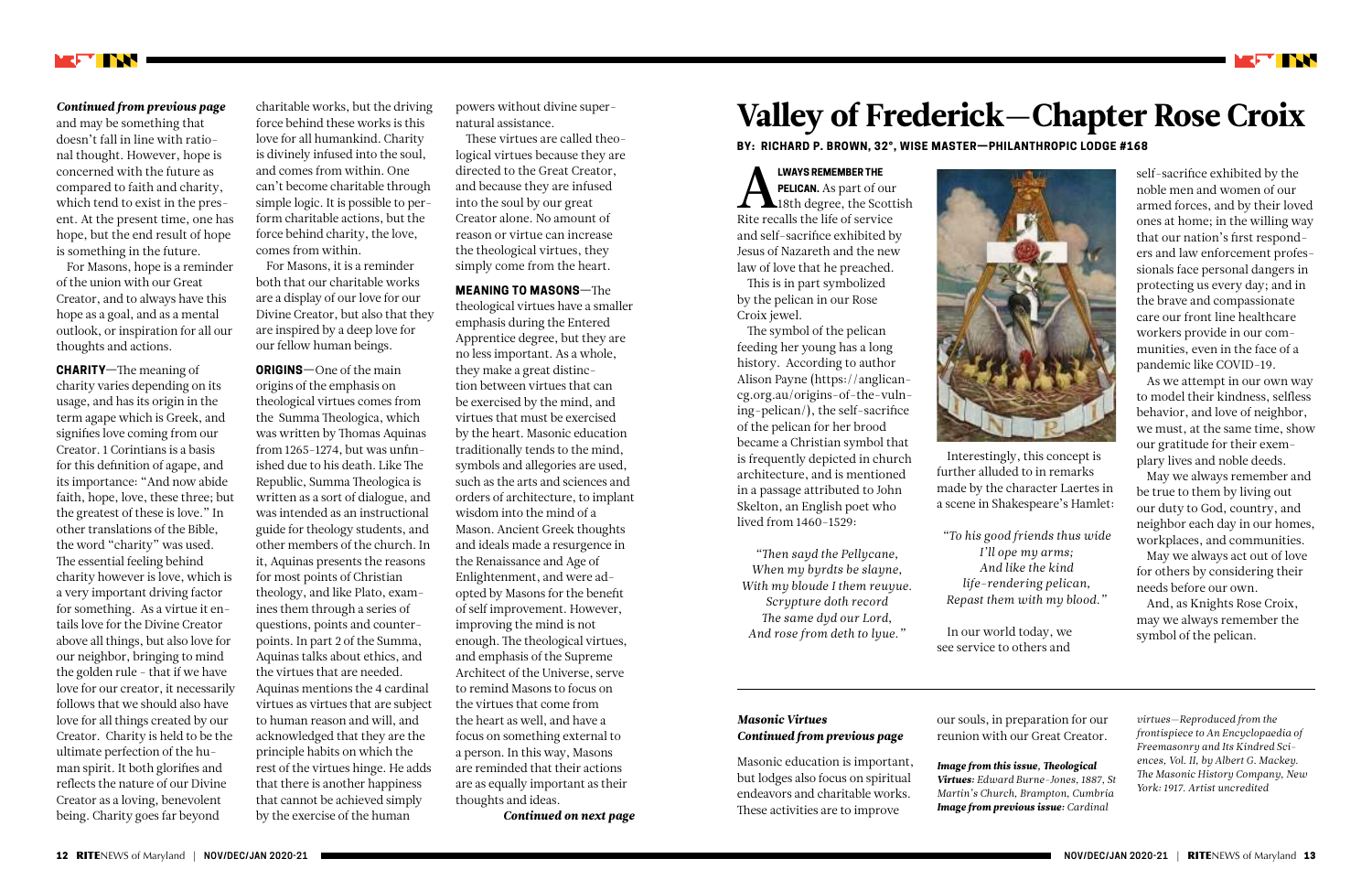*Continued from previous page*

and may be something that doesn't fall in line with rational thought. However, hope is concerned with the future as compared to faith and charity, which tend to exist in the present. At the present time, one has hope, but the end result of hope is something in the future.

For Masons, hope is a reminder of the union with our Great Creator, and to always have this hope as a goal, and as a mental outlook, or inspiration for all our thoughts and actions.

**CHARITY**—The meaning of charity varies depending on its usage, and has its origin in the term agape which is Greek, and signifies love coming from our Creator. 1 Corinthians is a basis for this definition of agape, and its importance: "And now abide faith, hope, love, these three; but the greatest of these is love." In other translations of the Bible, the word "charity" was used. The essential feeling behind charity however is love, which is a very important driving factor for something. As a virtue it entails love for the Divine Creator above all things, but also love for our neighbor, bringing to mind the golden rule - that if we have love for our creator, it necessarily follows that we should also have love for all things created by our Creator. Charity is held to be the ultimate perfection of the human spirit. It both glorifies and reflects the nature of our Divine Creator as a loving, benevolent being. Charity goes far beyond charitable works, but the driving force behind these works is this love for all humankind. Charity is divinely infused into the soul, and comes from within. One can't become charitable through simple logic. It is possible to perform charitable actions, but the force behind charity, the love, comes from within.

For Masons, it is a reminder both that our charitable works are a display of our love for our Divine Creator, but also that they are inspired by a deep love for our fellow human beings.

**ORIGINS**—One of the main origins of the emphasis on theological virtues comes from the Summa Theologica, which was written by Thomas Aquinas from 1265-1274, but was unfinished due to his death. Like The Republic, Summa Theologica is written as a sort of dialogue, and was intended as an instructional guide for theology students, and other members of the church. In it, Aquinas presents the reasons for most points of Christian theology, and like Plato, examines them through a series of questions, points and counterpoints. In part 2 of the Summa, Aquinas talks about ethics, and the virtues that are needed. Aquinas mentions the 4 cardinal virtues as virtues that are subject to human reason and will, and acknowledged that they are the principle habits on which the rest of the virtues hinge. He adds that there is another happiness that cannot be achieved simply by the exercise of the human powers without divine supernatural assistance.

These virtues are called theological virtues because they are directed to the Great Creator, and because they are infused into the soul by our great Creator alone. No amount of reason or virtue can increase the theological virtues, they simply come from the heart.

**MEANING TO MASONS**—The theological virtues have a smaller emphasis during the Entered Apprentice degree, but they are no less important. As a whole, they make a great distinction between virtues that can be exercised by the mind, and virtues that must be exercised by the heart. Masonic education traditionally tends to the mind, symbols and allegories are used, such as the arts and sciences and orders of architecture, to implant wisdom into the mind of a Mason. Ancient Greek thoughts and ideals made a resurgence in the Renaissance and Age of Enlightenment, and were adopted by Masons for the benefit of self improvement. However, improving the mind is not enough. The theological virtues, and emphasis of the Supreme Architect of the Universe, serve to remind Masons to focus on the virtues that come from the heart as well, and have a focus on something external to a person. In this way, Masons are reminded that their actions are as equally important as their thoughts and ideas.

*Continued on next page*

# Valley of Frederick—Chapter Rose Croix

**BY: RICHARD P. BROWN, 32°, WISE MASTER—PHILANTHROPIC LODGE #168**

**ALWAYS REMEMBER THE PELICAN.** As part of our 18th degree, the Scottish Rite recalls the life of service and self-sacrifice exhibited by Jesus of Nazareth and the new law of love that he preached.

This is in part symbolized by the pelican in our Rose Croix jewel.

The symbol of the pelican feeding her young has a long history. According to author Alison Payne (https://anglican-cg.org.au/origins-of-the-vulning-pelican/), the self-sacrifice of the pelican for her brood became a Christian symbol that is frequently depicted in church architecture, and is mentioned in a passage attributed to John Skelton, an English poet who lived from 1460-1529:

*"Then sayd the Pellycane,*
*When my byrdts be slayne,*
*With my bloude I them reuyue.*
*Scrypture doth record*
*The same dyd our Lord,*
*And rose from deth to lyue."*

Interestingly, this concept is further alluded to in remarks made by the character Laertes in a scene in Shakespeare's Hamlet:

*"To his good friends thus wide*
*I'll ope my arms;*
*And like the kind*
*life-rendering pelican,*
*Repast them with my blood."*

In our world today, we see service to others and self-sacrifice exhibited by the noble men and women of our armed forces, and by their loved ones at home; in the willing way that our nation's first responders and law enforcement professionals face personal dangers in protecting us every day; and in the brave and compassionate care our front line healthcare workers provide in our communities, even in the face of a pandemic like COVID-19.

As we attempt in our own way to model their kindness, selfless behavior, and love of neighbor, we must, at the same time, show our gratitude for their exemplary lives and noble deeds.

May we always remember and be true to them by living out our duty to God, country, and neighbor each day in our homes, workplaces, and communities.

May we always act out of love for others by considering their needs before our own.

And, as Knights Rose Croix, may we always remember the symbol of the pelican.

---

***Masonic Virtues***
***Continued from previous page***

Masonic education is important, but lodges also focus on spiritual endeavors and charitable works. These activities are to improve our souls, in preparation for our reunion with our Great Creator.

***Image from this issue, Theological Virtues:*** *Edward Burne-Jones, 1887, St Martin's Church, Brampton, Cumbria*
***Image from previous issue:*** *Cardinal virtues—Reproduced from the frontispiece to An Encyclopaedia of Freemasonry and Its Kindred Sciences, Vol. II, by Albert G. Mackey. The Masonic History Company, New York: 1917. Artist uncredited*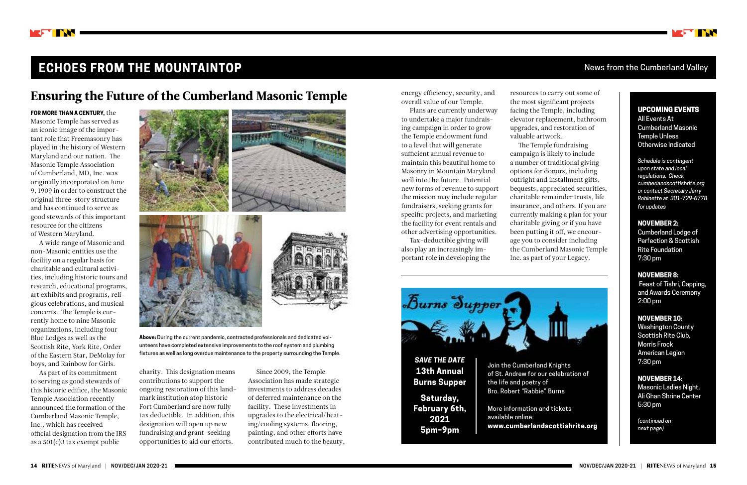# ECHOES FROM THE MOUNTAINTOP

News from the Cumberland Valley

## Ensuring the Future of the Cumberland Masonic Temple

**FOR MORE THAN A CENTURY,** the Masonic Temple has served as an iconic image of the important role that Freemasonry has played in the history of Western Maryland and our nation. The Masonic Temple Association of Cumberland, MD, Inc. was originally incorporated on June 9, 1909 in order to construct the original three-story structure and has continued to serve as good stewards of this important resource for the citizens of Western Maryland.

A wide range of Masonic and non-Masonic entities use the facility on a regular basis for charitable and cultural activities, including historic tours and research, educational programs, art exhibits and programs, religious celebrations, and musical concerts. The Temple is currently home to nine Masonic organizations, including four Blue Lodges as well as the Scottish Rite, York Rite, Order of the Eastern Star, DeMolay for boys, and Rainbow for Girls.

As part of its commitment to serving as good stewards of this historic edifice, the Masonic Temple Association recently announced the formation of the Cumberland Masonic Temple, Inc., which has received official designation from the IRS as a 501(c)3 tax exempt public charity. This designation means contributions to support the ongoing restoration of this landmark institution atop historic Fort Cumberland are now fully tax deductible. In addition, this designation will open up new fundraising and grant-seeking opportunities to aid our efforts.

**Above:** During the current pandemic, contracted professionals and dedicated volunteers have completed extensive improvements to the roof system and plumbing fixtures as well as long overdue maintenance to the property surrounding the Temple.

Since 2009, the Temple Association has made strategic investments to address decades of deferred maintenance on the facility. These investments in upgrades to the electrical/heating/cooling systems, flooring, painting, and other efforts have contributed much to the beauty, energy efficiency, security, and overall value of our Temple.

Plans are currently underway to undertake a major fundraising campaign in order to grow the Temple endowment fund to a level that will generate sufficient annual revenue to maintain this beautiful home to Masonry in Mountain Maryland well into the future. Potential new forms of revenue to support the mission may include regular fundraisers, seeking grants for specific projects, and marketing the facility for event rentals and other advertising opportunities.

Tax-deductible giving will also play an increasingly important role in developing the resources to carry out some of the most significant projects facing the Temple, including elevator replacement, bathroom upgrades, and restoration of valuable artwork.

The Temple fundraising campaign is likely to include a number of traditional giving options for donors, including outright and installment gifts, bequests, appreciated securities, charitable remainder trusts, life insurance, and others. If you are currently making a plan for your charitable giving or if you have been putting it off, we encourage you to consider including the Cumberland Masonic Temple Inc. as part of your Legacy.

---

*Burns Supper*

***SAVE THE DATE***

**13th Annual Burns Supper**

**Saturday, February 6th, 2021**
**5pm–9pm**

Join the Cumberland Knights of St. Andrew for our celebration of the life and poetry of Bro. Robert "Rabbie" Burns

More information and tickets available online:
**www.cumberlandscottishrite.org**

---

### UPCOMING EVENTS

All Events At Cumberland Masonic Temple Unless Otherwise Indicated

*Schedule is contingent upon state and local regulations. Check cumberlandscottishrite.org or contact Secretary Jerry Robinette at 301-729-6778 for updates*

**NOVEMBER 2:**
Cumberland Lodge of Perfection & Scottish Rite Foundation
7:30 pm

**NOVEMBER 8:**
Feast of Tishri, Capping, and Awards Ceremony
2:00 pm

**NOVEMBER 10:**
Washington County Scottish Rite Club, Morris Frock American Legion
7:30 pm

**NOVEMBER 14:**
Masonic Ladies Night, Ali Ghan Shrine Center
5:30 pm

*(continued on next page)*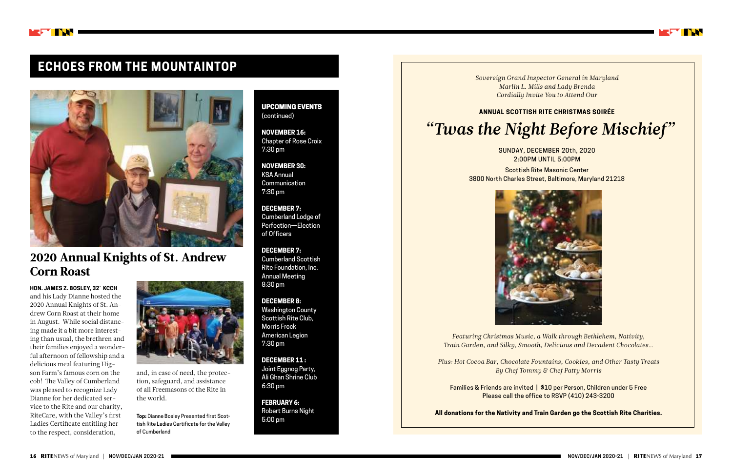## ECHOES FROM THE MOUNTAINTOP

# 2020 Annual Knights of St. Andrew Corn Roast

**HON. JAMES Z. BOSLEY, 32° KCCH** and his Lady Dianne hosted the 2020 Annual Knights of St. Andrew Corn Roast at their home in August. While social distancing made it a bit more interesting than usual, the brethren and their families enjoyed a wonderful afternoon of fellowship and a delicious meal featuring Higson Farm's famous corn on the cob! The Valley of Cumberland was pleased to recognize Lady Dianne for her dedicated service to the Rite and our charity, RiteCare, with the Valley's first Ladies Certificate entitling her to the respect, consideration, and, in case of need, the protection, safeguard, and assistance of all Freemasons of the Rite in the world.

**Top:** Dianne Bosley Presented first Scottish Rite Ladies Certificate for the Valley of Cumberland

**UPCOMING EVENTS** (continued)

**NOVEMBER 16:**
Chapter of Rose Croix
7:30 pm

**NOVEMBER 30:**
KSA Annual Communication
7:30 pm

**DECEMBER 7:**
Cumberland Lodge of Perfection—Election of Officers

**DECEMBER 7:**
Cumberland Scottish Rite Foundation, Inc. Annual Meeting
8:30 pm

**DECEMBER 8:**
Washington County Scottish Rite Club, Morris Frock American Legion
7:30 pm

**DECEMBER 11:**
Joint Eggnog Party, Ali Ghan Shrine Club
6:30 pm

**FEBRUARY 6:**
Robert Burns Night
5:00 pm

*Sovereign Grand Inspector General in Maryland*
*Marlin L. Mills and Lady Brenda*
*Cordially Invite You to Attend Our*

**ANNUAL SCOTTISH RITE CHRISTMAS SOIRÉE**

# *"Twas the Night Before Mischief"*

SUNDAY, DECEMBER 20th, 2020
2:00PM UNTIL 5:00PM

Scottish Rite Masonic Center
3800 North Charles Street, Baltimore, Maryland 21218

*Featuring Christmas Music, a Walk through Bethlehem, Nativity, Train Garden, and Silky, Smooth, Delicious and Decadent Chocolates...*

*Plus: Hot Cocoa Bar, Chocolate Fountains, Cookies, and Other Tasty Treats By Chef Tommy & Chef Patty Morris*

Families & Friends are invited | $10 per Person, Children under 5 Free
Please call the office to RSVP (410) 243-3200

**All donations for the Nativity and Train Garden go the Scottish Rite Charities.**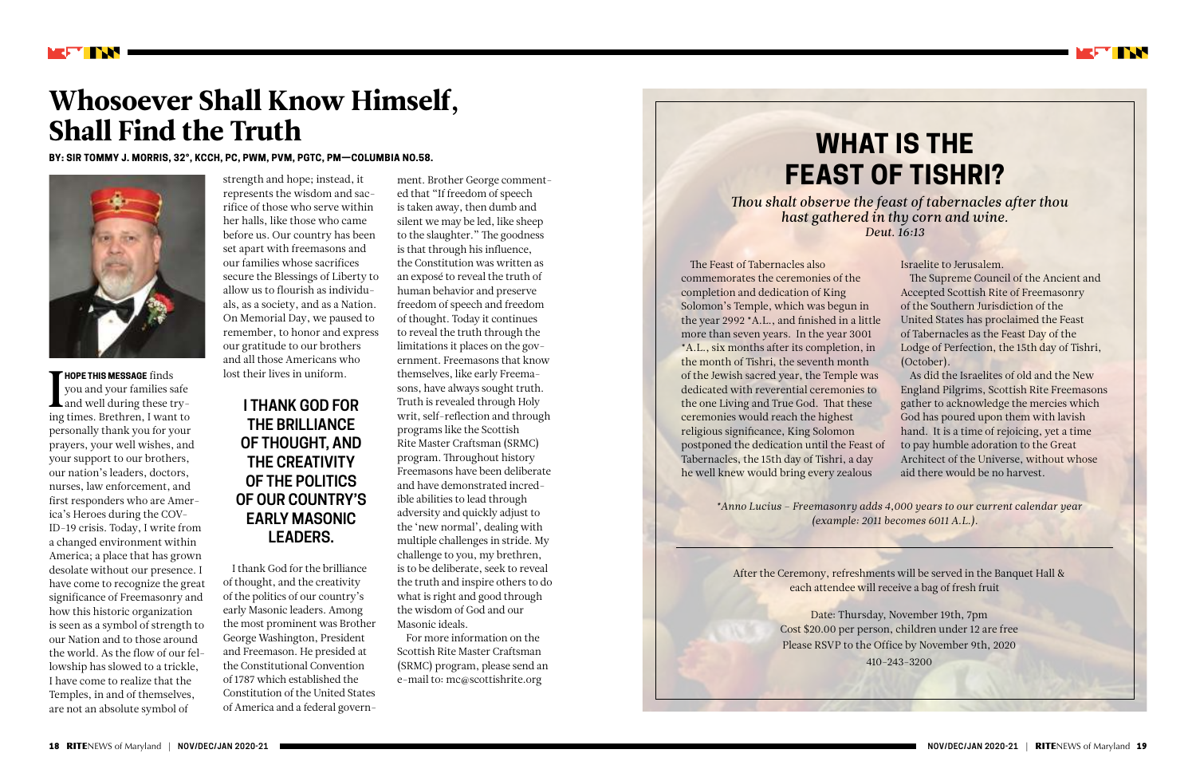# Whosoever Shall Know Himself, Shall Find the Truth

**BY: SIR TOMMY J. MORRIS, 32°, KCCH, PC, PWM, PVM, PGTC, PM—COLUMBIA NO.58.**

**I HOPE THIS MESSAGE** finds you and your families safe and well during these trying times. Brethren, I want to personally thank you for your prayers, your well wishes, and your support to our brothers, our nation's leaders, doctors, nurses, law enforcement, and first responders who are America's Heroes during the COVID-19 crisis. Today, I write from a changed environment within America; a place that has grown desolate without our presence. I have come to recognize the great significance of Freemasonry and how this historic organization is seen as a symbol of strength to our Nation and to those around the world. As the flow of our fellowship has slowed to a trickle, I have come to realize that the Temples, in and of themselves, are not an absolute symbol of strength and hope; instead, it represents the wisdom and sacrifice of those who serve within her halls, like those who came before us. Our country has been set apart with freemasons and our families whose sacrifices secure the Blessings of Liberty to allow us to flourish as individuals, as a society, and as a Nation. On Memorial Day, we paused to remember, to honor and express our gratitude to our brothers and all those Americans who lost their lives in uniform.

**I THANK GOD FOR THE BRILLIANCE OF THOUGHT, AND THE CREATIVITY OF THE POLITICS OF OUR COUNTRY'S EARLY MASONIC LEADERS.**

I thank God for the brilliance of thought, and the creativity of the politics of our country's early Masonic leaders. Among the most prominent was Brother George Washington, President and Freemason. He presided at the Constitutional Convention of 1787 which established the Constitution of the United States of America and a federal government. Brother George commented that "If freedom of speech is taken away, then dumb and silent we may be led, like sheep to the slaughter." The goodness is that through his influence, the Constitution was written as an exposé to reveal the truth of human behavior and preserve freedom of speech and freedom of thought. Today it continues to reveal the truth through the limitations it places on the government. Freemasons that know themselves, like early Freemasons, have always sought truth. Truth is revealed through Holy writ, self-reflection and through programs like the Scottish Rite Master Craftsman (SRMC) program. Throughout history Freemasons have been deliberate and have demonstrated incredible abilities to lead through adversity and quickly adjust to the 'new normal', dealing with multiple challenges in stride. My challenge to you, my brethren, is to be deliberate, seek to reveal the truth and inspire others to do what is right and good through the wisdom of God and our Masonic ideals.

For more information on the Scottish Rite Master Craftsman (SRMC) program, please send an e-mail to: mc@scottishrite.org

# WHAT IS THE FEAST OF TISHRI?

*Thou shalt observe the feast of tabernacles after thou hast gathered in thy corn and wine.*
*Deut. 16:13*

The Feast of Tabernacles also commemorates the ceremonies of the completion and dedication of King Solomon's Temple, which was begun in the year 2992 *A.L., and finished in a little more than seven years. In the year 3001 *A.L., six months after its completion, in the month of Tishri, the seventh month of the Jewish sacred year, the Temple was dedicated with reverential ceremonies to the one Living and True God. That these ceremonies would reach the highest religious significance, King Solomon postponed the dedication until the Feast of Tabernacles, the 15th day of Tishri, a day he well knew would bring every zealous Israelite to Jerusalem.

The Supreme Council of the Ancient and Accepted Scottish Rite of Freemasonry of the Southern Jurisdiction of the United States has proclaimed the Feast of Tabernacles as the Feast Day of the Lodge of Perfection, the 15th day of Tishri, (October).

As did the Israelites of old and the New England Pilgrims, Scottish Rite Freemasons gather to acknowledge the mercies which God has poured upon them with lavish hand. It is a time of rejoicing, yet a time to pay humble adoration to the Great Architect of the Universe, without whose aid there would be no harvest.

*\*Anno Lucius – Freemasonry adds 4,000 years to our current calendar year (example: 2011 becomes 6011 A.L.).*

After the Ceremony, refreshments will be served in the Banquet Hall & each attendee will receive a bag of fresh fruit

Date: Thursday, November 19th, 7pm
Cost $20.00 per person, children under 12 are free
Please RSVP to the Office by November 9th, 2020
410-243-3200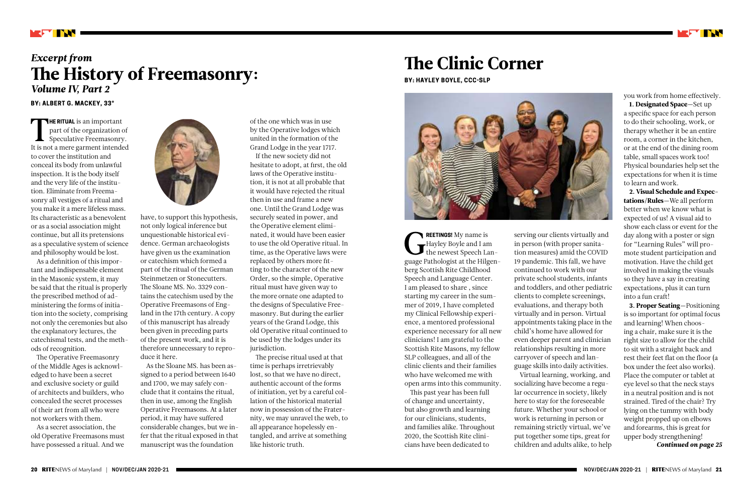*Excerpt from*

# The History of Freemasonry: *Volume IV, Part 2*

**BY: ALBERT G. MACKEY, 33°**

**THE RITUAL** is an important part of the organization of Speculative Freemasonry. It is not a mere garment intended to cover the institution and conceal its body from unlawful inspection. It is the body itself and the very life of the institution. Eliminate from Freemasonry all vestiges of a ritual and you make it a mere lifeless mass. Its characteristic as a benevolent or as a social association might continue, but all its pretensions as a speculative system of science and philosophy would be lost.

As a definition of this important and indispensable element in the Masonic system, it may be said that the ritual is properly the prescribed method of administering the forms of initiation into the society, comprising not only the ceremonies but also the explanatory lectures, the catechismal tests, and the methods of recognition.

The Operative Freemasonry of the Middle Ages is acknowledged to have been a secret and exclusive society or guild of architects and builders, who concealed the secret processes of their art from all who were not workers with them.

As a secret association, the old Operative Freemasons must have possessed a ritual. And we have, to support this hypothesis, not only logical inference but unquestionable historical evidence. German archaeologists have given us the examination or catechism which formed a part of the ritual of the German Steinmetzen or Stonecutters. The Sloane MS. No. 3329 contains the catechism used by the Operative Freemasons of England in the 17th century. A copy of this manuscript has already been given in preceding parts of the present work, and it is therefore unnecessary to reproduce it here.

As the Sloane MS. has been assigned to a period between 1640 and 1700, we may safely conclude that it contains the ritual, then in use, among the English Operative Freemasons. At a later period, it may have suffered considerable changes, but we infer that the ritual exposed in that manuscript was the foundation of the one which was in use by the Operative lodges which united in the formation of the Grand Lodge in the year 1717.

If the new society did not hesitate to adopt, at first, the old laws of the Operative institution, it is not at all probable that it would have rejected the ritual then in use and frame a new one. Until the Grand Lodge was securely seated in power, and the Operative element eliminated, it would have been easier to use the old Operative ritual. In time, as the Operative laws were replaced by others more fitting to the character of the new Order, so the simple, Operative ritual must have given way to the more ornate one adapted to the designs of Speculative Freemasonry. But during the earlier years of the Grand Lodge, this old Operative ritual continued to be used by the lodges under its jurisdiction.

The precise ritual used at that time is perhaps irretrievably lost, so that we have no direct, authentic account of the forms of initiation, yet by a careful collation of the historical material now in possession of the Fraternity, we may unravel the web, to all appearance hopelessly entangled, and arrive at something like historic truth.

# The Clinic Corner

**BY: HAYLEY BOYLE, CCC-SLP**

**GREETINGS!** My name is Hayley Boyle and I am the newest Speech Language Pathologist at the Hilgenberg Scottish Rite Childhood Speech and Language Center. I am pleased to share , since starting my career in the summer of 2019, I have completed my Clinical Fellowship experience, a mentored professional experience necessary for all new clinicians! I am grateful to the Scottish Rite Masons, my fellow SLP colleagues, and all of the clinic clients and their families who have welcomed me with open arms into this community.

This past year has been full of change and uncertainty, but also growth and learning for our clinicians, students, and families alike. Throughout 2020, the Scottish Rite clinicians have been dedicated to serving our clients virtually and in person (with proper sanitation measures) amid the COVID 19 pandemic. This fall, we have continued to work with our private school students, infants and toddlers, and other pediatric clients to complete screenings, evaluations, and therapy both virtually and in person. Virtual appointments taking place in the child's home have allowed for even deeper parent and clinician relationships resulting in more carryover of speech and language skills into daily activities.

Virtual learning, working, and socializing have become a regular occurrence in society, likely here to stay for the foreseeable future. Whether your school or work is returning in person or remaining strictly virtual, we've put together some tips, great for children and adults alike, to help you work from home effectively.

**1. Designated Space**—Set up a specific space for each person to do their schooling, work, or therapy whether it be an entire room, a corner in the kitchen, or at the end of the dining room table, small spaces work too! Physical boundaries help set the expectations for when it is time to learn and work.

**2. Visual Schedule and Expectations/Rules**—We all perform better when we know what is expected of us! A visual aid to show each class or event for the day along with a poster or sign for "Learning Rules" will promote student participation and motivation. Have the child get involved in making the visuals so they have a say in creating expectations, plus it can turn into a fun craft!

**3. Proper Seating**—Positioning is so important for optimal focus and learning! When choosing a chair, make sure it is the right size to allow for the child to sit with a straight back and rest their feet flat on the floor (a box under the feet also works). Place the computer or tablet at eye level so that the neck stays in a neutral position and is not strained. Tired of the chair? Try lying on the tummy with body weight propped up on elbows and forearms, this is great for upper body strengthening!

*Continued on page 25*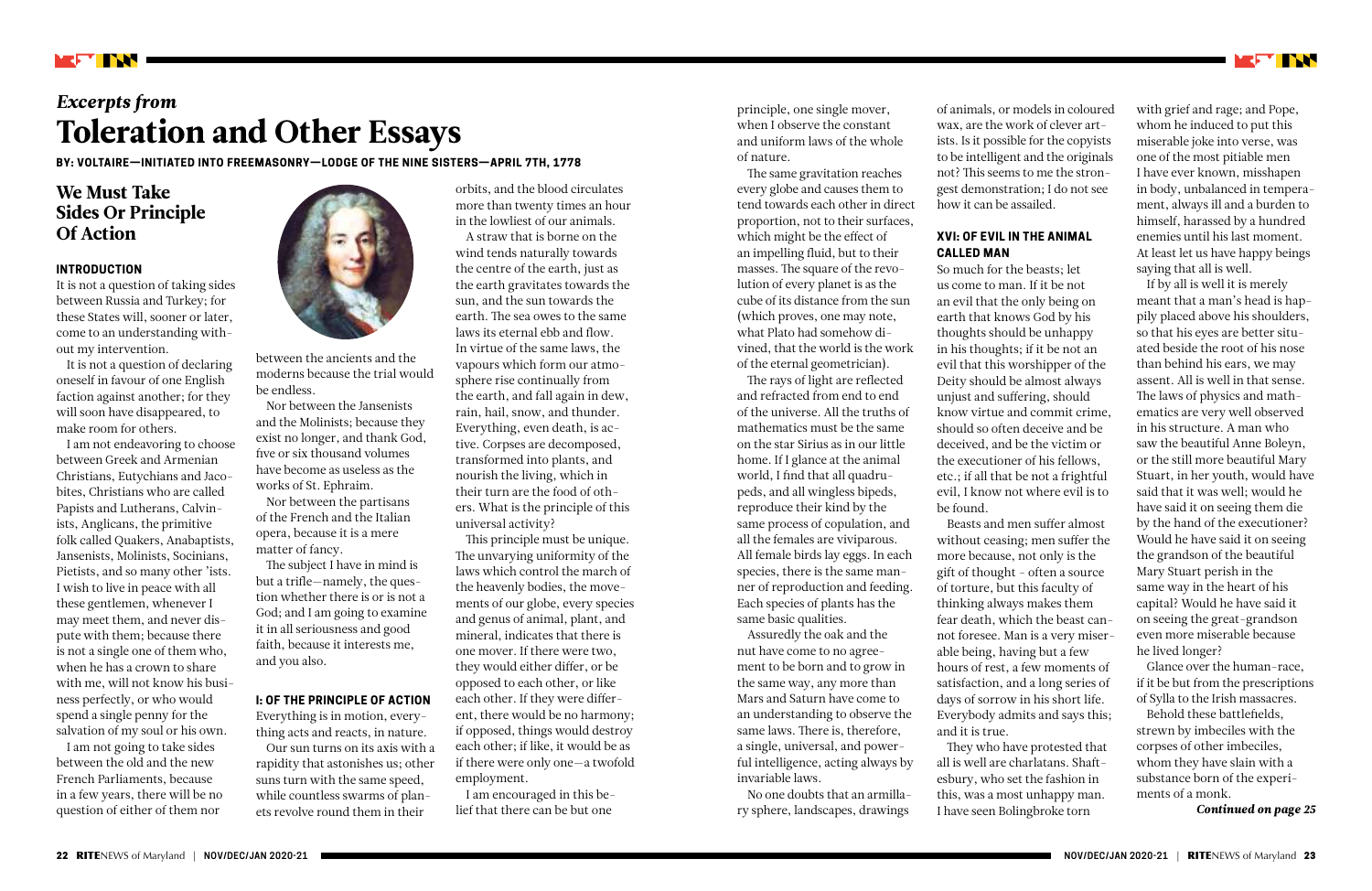# *Excerpts from* Toleration and Other Essays

**BY: VOLTAIRE—INITIATED INTO FREEMASONRY—LODGE OF THE NINE SISTERS—APRIL 7TH, 1778**

## We Must Take Sides Or Principle Of Action

### INTRODUCTION

It is not a question of taking sides between Russia and Turkey; for these States will, sooner or later, come to an understanding without my intervention.

It is not a question of declaring oneself in favour of one English faction against another; for they will soon have disappeared, to make room for others.

I am not endeavoring to choose between Greek and Armenian Christians, Eutychians and Jacobites, Christians who are called Papists and Lutherans, Calvinists, Anglicans, the primitive folk called Quakers, Anabaptists, Jansenists, Molinists, Socinians, Pietists, and so many other 'ists. I wish to live in peace with all these gentlemen, whenever I may meet them, and never dispute with them; because there is not a single one of them who, when he has a crown to share with me, will not know his business perfectly, or who would spend a single penny for the salvation of my soul or his own.

I am not going to take sides between the old and the new French Parliaments, because in a few years, there will be no question of either of them nor between the ancients and the moderns because the trial would be endless.

Nor between the Jansenists and the Molinists; because they exist no longer, and thank God, five or six thousand volumes have become as useless as the works of St. Ephraim.

Nor between the partisans of the French and the Italian opera, because it is a mere matter of fancy.

The subject I have in mind is but a trifle—namely, the question whether there is or is not a God; and I am going to examine it in all seriousness and good faith, because it interests me, and you also.

### I: OF THE PRINCIPLE OF ACTION

Everything is in motion, everything acts and reacts, in nature.

Our sun turns on its axis with a rapidity that astonishes us; other suns turn with the same speed, while countless swarms of planets revolve round them in their orbits, and the blood circulates more than twenty times an hour in the lowliest of our animals.

A straw that is borne on the wind tends naturally towards the centre of the earth, just as the earth gravitates towards the sun, and the sun towards the earth. The sea owes to the same laws its eternal ebb and flow. In virtue of the same laws, the vapours which form our atmosphere rise continually from the earth, and fall again in dew, rain, hail, snow, and thunder. Everything, even death, is active. Corpses are decomposed, transformed into plants, and nourish the living, which in their turn are the food of others. What is the principle of this universal activity?

This principle must be unique. The unvarying uniformity of the laws which control the march of the heavenly bodies, the movements of our globe, every species and genus of animal, plant, and mineral, indicates that there is one mover. If there were two, they would either differ, or be opposed to each other, or like each other. If they were different, there would be no harmony; if opposed, things would destroy each other; if like, it would be as if there were only one—a twofold employment.

I am encouraged in this belief that there can be but one principle, one single mover, when I observe the constant and uniform laws of the whole of nature.

The same gravitation reaches every globe and causes them to tend towards each other in direct proportion, not to their surfaces, which might be the effect of an impelling fluid, but to their masses. The square of the revolution of every planet is as the cube of its distance from the sun (which proves, one may note, what Plato had somehow divined, that the world is the work of the eternal geometrician).

The rays of light are reflected and refracted from end to end of the universe. All the truths of mathematics must be the same on the star Sirius as in our little home. If I glance at the animal world, I find that all quadrupeds, and all wingless bipeds, reproduce their kind by the same process of copulation, and all the females are viviparous. All female birds lay eggs. In each species, there is the same manner of reproduction and feeding. Each species of plants has the same basic qualities.

Assuredly the oak and the nut have come to no agreement to be born and to grow in the same way, any more than Mars and Saturn have come to an understanding to observe the same laws. There is, therefore, a single, universal, and powerful intelligence, acting always by invariable laws.

No one doubts that an armillary sphere, landscapes, drawings of animals, or models in coloured wax, are the work of clever artists. Is it possible for the copyists to be intelligent and the originals not? This seems to me the strongest demonstration; I do not see how it can be assailed.

### XVI: OF EVIL IN THE ANIMAL CALLED MAN

So much for the beasts; let us come to man. If it be not an evil that the only being on earth that knows God by his thoughts should be unhappy in his thoughts; if it be not an evil that this worshipper of the Deity should be almost always unjust and suffering, should know virtue and commit crime, should so often deceive and be deceived, and be the victim or the executioner of his fellows, etc.; if all that be not a frightful evil, I know not where evil is to be found.

Beasts and men suffer almost without ceasing; men suffer the more because, not only is the gift of thought - often a source of torture, but this faculty of thinking always makes them fear death, which the beast cannot foresee. Man is a very miserable being, having but a few hours of rest, a few moments of satisfaction, and a long series of days of sorrow in his short life. Everybody admits and says this; and it is true.

They who have protested that all is well are charlatans. Shaftesbury, who set the fashion in this, was a most unhappy man. I have seen Bolingbroke torn with grief and rage; and Pope, whom he induced to put this miserable joke into verse, was one of the most pitiable men I have ever known, misshapen in body, unbalanced in temperament, always ill and a burden to himself, harassed by a hundred enemies until his last moment. At least let us have happy beings saying that all is well.

If by all is well it is merely meant that a man's head is happily placed above his shoulders, so that his eyes are better situated beside the root of his nose than behind his ears, we may assent. All is well in that sense. The laws of physics and mathematics are very well observed in his structure. A man who saw the beautiful Anne Boleyn, or the still more beautiful Mary Stuart, in her youth, would have said that it was well; would he have said it on seeing them die by the hand of the executioner? Would he have said it on seeing the grandson of the beautiful Mary Stuart perish in the same way in the heart of his capital? Would he have said it on seeing the great-grandson even more miserable because he lived longer?

Glance over the human-race, if it be but from the prescriptions of Sylla to the Irish massacres.

Behold these battlefields, strewn by imbeciles with the corpses of other imbeciles, whom they have slain with a substance born of the experiments of a monk.

*Continued on page 25*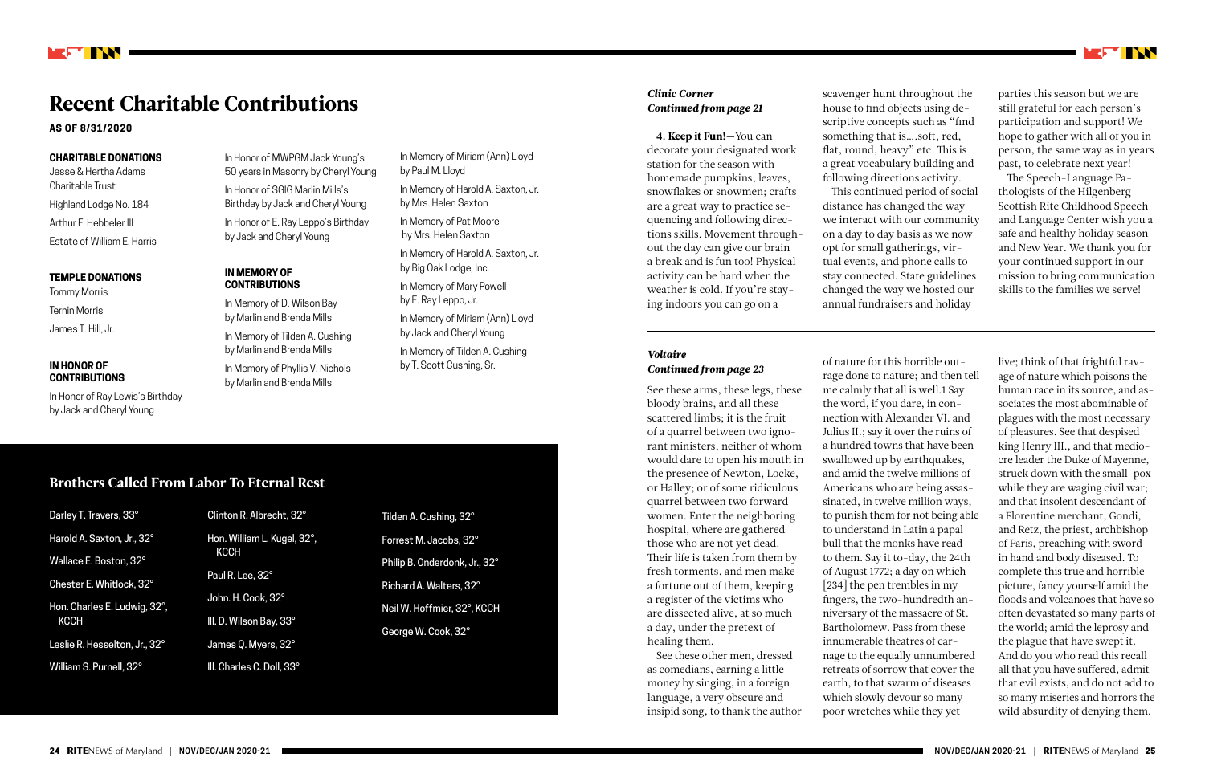# Recent Charitable Contributions

**AS OF 8/31/2020**

### CHARITABLE DONATIONS

Jesse & Hertha Adams Charitable Trust

Highland Lodge No. 184

Arthur F. Hebbeler III

Estate of William E. Harris

### TEMPLE DONATIONS

Tommy Morris

Ternin Morris

James T. Hill, Jr.

### IN HONOR OF CONTRIBUTIONS

In Honor of Ray Lewis's Birthday by Jack and Cheryl Young

In Honor of MWPGM Jack Young's 50 years in Masonry by Cheryl Young

In Honor of SGIG Marlin Mills's Birthday by Jack and Cheryl Young

In Honor of E. Ray Leppo's Birthday by Jack and Cheryl Young

### IN MEMORY OF CONTRIBUTIONS

In Memory of D. Wilson Bay by Marlin and Brenda Mills

In Memory of Tilden A. Cushing by Marlin and Brenda Mills

In Memory of Phyllis V. Nichols by Marlin and Brenda Mills

In Memory of Miriam (Ann) Lloyd by Paul M. Lloyd

In Memory of Harold A. Saxton, Jr. by Mrs. Helen Saxton

In Memory of Pat Moore by Mrs. Helen Saxton

In Memory of Harold A. Saxton, Jr. by Big Oak Lodge, Inc.

In Memory of Mary Powell by E. Ray Leppo, Jr.

In Memory of Miriam (Ann) Lloyd by Jack and Cheryl Young

In Memory of Tilden A. Cushing by T. Scott Cushing, Sr.

## Brothers Called From Labor To Eternal Rest

Darley T. Travers, 33°

Harold A. Saxton, Jr., 32°

Wallace E. Boston, 32°

Chester E. Whitlock, 32°

Hon. Charles E. Ludwig, 32°, KCCH

Leslie R. Hesselton, Jr., 32°

William S. Purnell, 32°

Clinton R. Albrecht, 32°

Hon. William L. Kugel, 32°, KCCH

Paul R. Lee, 32°

John. H. Cook, 32°

Ill. D. Wilson Bay, 33°

James Q. Myers, 32°

Ill. Charles C. Doll, 33°

Tilden A. Cushing, 32°

Forrest M. Jacobs, 32°

Philip B. Onderdonk, Jr., 32°

Richard A. Walters, 32°

Neil W. Hoffmier, 32°, KCCH

George W. Cook, 32°

***Clinic Corner***
***Continued from page 21***

**4. Keep it Fun!**—You can decorate your designated work station for the season with homemade pumpkins, leaves, snowflakes or snowmen; crafts are a great way to practice sequencing and following directions skills. Movement throughout the day can give our brain a break and is fun too! Physical activity can be hard when the weather is cold. If you're staying indoors you can go on a scavenger hunt throughout the house to find objects using descriptive concepts such as "find something that is….soft, red, flat, round, heavy" etc. This is a great vocabulary building and following directions activity.

This continued period of social distance has changed the way we interact with our community on a day to day basis as we now opt for small gatherings, virtual events, and phone calls to stay connected. State guidelines changed the way we hosted our annual fundraisers and holiday parties this season but we are still grateful for each person's participation and support! We hope to gather with all of you in person, the same way as in years past, to celebrate next year!

The Speech-Language Pathologists of the Hilgenberg Scottish Rite Childhood Speech and Language Center wish you a safe and healthy holiday season and New Year. We thank you for your continued support in our mission to bring communication skills to the families we serve!

***Voltaire***
***Continued from page 23***

See these arms, these legs, these bloody brains, and all these scattered limbs; it is the fruit of a quarrel between two ignorant ministers, neither of whom would dare to open his mouth in the presence of Newton, Locke, or Halley; or of some ridiculous quarrel between two forward women. Enter the neighboring hospital, where are gathered those who are not yet dead. Their life is taken from them by fresh torments, and men make a fortune out of them, keeping a register of the victims who are dissected alive, at so much a day, under the pretext of healing them.

See these other men, dressed as comedians, earning a little money by singing, in a foreign language, a very obscure and insipid song, to thank the author of nature for this horrible outrage done to nature; and then tell me calmly that all is well.1 Say the word, if you dare, in connection with Alexander VI. and Julius II.; say it over the ruins of a hundred towns that have been swallowed up by earthquakes, and amid the twelve millions of Americans who are being assassinated, in twelve million ways, to punish them for not being able to understand in Latin a papal bull that the monks have read to them. Say it to-day, the 24th of August 1772; a day on which [234] the pen trembles in my fingers, the two-hundredth anniversary of the massacre of St. Bartholomew. Pass from these innumerable theatres of carnage to the equally unnumbered retreats of sorrow that cover the earth, to that swarm of diseases which slowly devour so many poor wretches while they yet live; think of that frightful ravage of nature which poisons the human race in its source, and associates the most abominable of plagues with the most necessary of pleasures. See that despised king Henry III., and that mediocre leader the Duke of Mayenne, struck down with the small-pox while they are waging civil war; and that insolent descendant of a Florentine merchant, Gondi, and Retz, the priest, archbishop of Paris, preaching with sword in hand and body diseased. To complete this true and horrible picture, fancy yourself amid the floods and volcanoes that have so often devastated so many parts of the world; amid the leprosy and the plague that have swept it. And do you who read this recall all that you have suffered, admit that evil exists, and do not add to so many miseries and horrors the wild absurdity of denying them.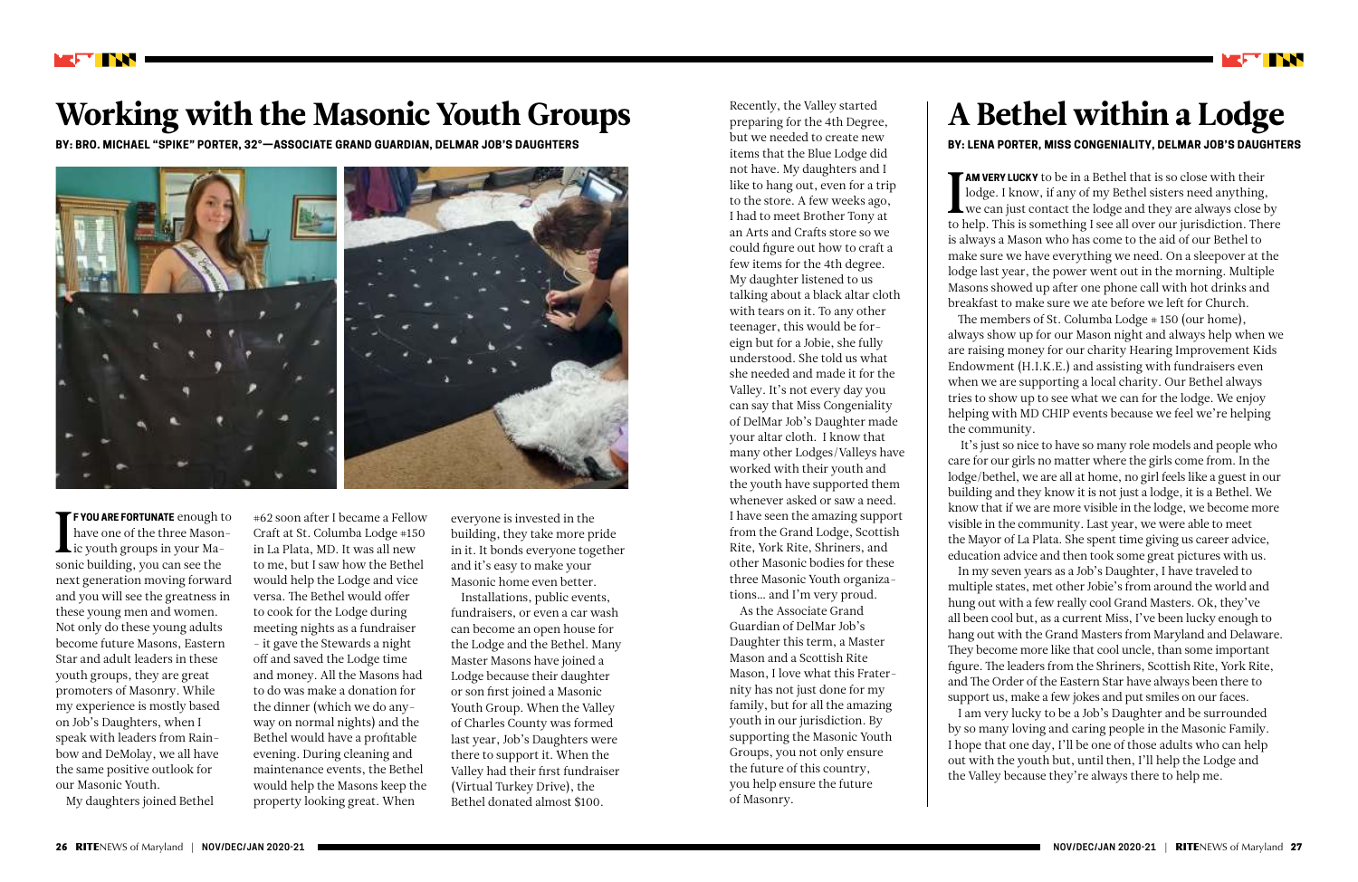# Working with the Masonic Youth Groups

**BY: BRO. MICHAEL "SPIKE" PORTER, 32°—ASSOCIATE GRAND GUARDIAN, DELMAR JOB'S DAUGHTERS**

**IF YOU ARE FORTUNATE** enough to have one of the three Masonic youth groups in your Masonic building, you can see the next generation moving forward and you will see the greatness in these young men and women. Not only do these young adults become future Masons, Eastern Star and adult leaders in these youth groups, they are great promoters of Masonry. While my experience is mostly based on Job's Daughters, when I speak with leaders from Rainbow and DeMolay, we all have the same positive outlook for our Masonic Youth.

My daughters joined Bethel #62 soon after I became a Fellow Craft at St. Columba Lodge #150 in La Plata, MD. It was all new to me, but I saw how the Bethel would help the Lodge and vice versa. The Bethel would offer to cook for the Lodge during meeting nights as a fundraiser - it gave the Stewards a night off and saved the Lodge time and money. All the Masons had to do was make a donation for the dinner (which we do anyway on normal nights) and the Bethel would have a profitable evening. During cleaning and maintenance events, the Bethel would help the Masons keep the property looking great. When everyone is invested in the building, they take more pride in it. It bonds everyone together and it's easy to make your Masonic home even better.

Installations, public events, fundraisers, or even a car wash can become an open house for the Lodge and the Bethel. Many Master Masons have joined a Lodge because their daughter or son first joined a Masonic Youth Group. When the Valley of Charles County was formed last year, Job's Daughters were there to support it. When the Valley had their first fundraiser (Virtual Turkey Drive), the Bethel donated almost $100.

Recently, the Valley started preparing for the 4th Degree, but we needed to create new items that the Blue Lodge did not have. My daughters and I like to hang out, even for a trip to the store. A few weeks ago, I had to meet Brother Tony at an Arts and Crafts store so we could figure out how to craft a few items for the 4th degree. My daughter listened to us talking about a black altar cloth with tears on it. To any other teenager, this would be foreign but for a Jobie, she fully understood. She told us what she needed and made it for the Valley. It's not every day you can say that Miss Congeniality of DelMar Job's Daughter made your altar cloth. I know that many other Lodges/Valleys have worked with their youth and the youth have supported them whenever asked or saw a need. I have seen the amazing support from the Grand Lodge, Scottish Rite, York Rite, Shriners, and other Masonic bodies for these three Masonic Youth organizations… and I'm very proud.

As the Associate Grand Guardian of DelMar Job's Daughter this term, a Master Mason and a Scottish Rite Mason, I love what this Fraternity has not just done for my family, but for all the amazing youth in our jurisdiction. By supporting the Masonic Youth Groups, you not only ensure the future of this country, you help ensure the future of Masonry.

# A Bethel within a Lodge

**BY: LENA PORTER, MISS CONGENIALITY, DELMAR JOB'S DAUGHTERS**

**I AM VERY LUCKY** to be in a Bethel that is so close with their lodge. I know, if any of my Bethel sisters need anything, we can just contact the lodge and they are always close by to help. This is something I see all over our jurisdiction. There is always a Mason who has come to the aid of our Bethel to make sure we have everything we need. On a sleepover at the lodge last year, the power went out in the morning. Multiple Masons showed up after one phone call with hot drinks and breakfast to make sure we ate before we left for Church.

The members of St. Columba Lodge # 150 (our home), always show up for our Mason night and always help when we are raising money for our charity Hearing Improvement Kids Endowment (H.I.K.E.) and assisting with fundraisers even when we are supporting a local charity. Our Bethel always tries to show up to see what we can for the lodge. We enjoy helping with MD CHIP events because we feel we're helping the community.

It's just so nice to have so many role models and people who care for our girls no matter where the girls come from. In the lodge/bethel, we are all at home, no girl feels like a guest in our building and they know it is not just a lodge, it is a Bethel. We know that if we are more visible in the lodge, we become more visible in the community. Last year, we were able to meet the Mayor of La Plata. She spent time giving us career advice, education advice and then took some great pictures with us.

In my seven years as a Job's Daughter, I have traveled to multiple states, met other Jobie's from around the world and hung out with a few really cool Grand Masters. Ok, they've all been cool but, as a current Miss, I've been lucky enough to hang out with the Grand Masters from Maryland and Delaware. They become more like that cool uncle, than some important figure. The leaders from the Shriners, Scottish Rite, York Rite, and The Order of the Eastern Star have always been there to support us, make a few jokes and put smiles on our faces.

I am very lucky to be a Job's Daughter and be surrounded by so many loving and caring people in the Masonic Family. I hope that one day, I'll be one of those adults who can help out with the youth but, until then, I'll help the Lodge and the Valley because they're always there to help me.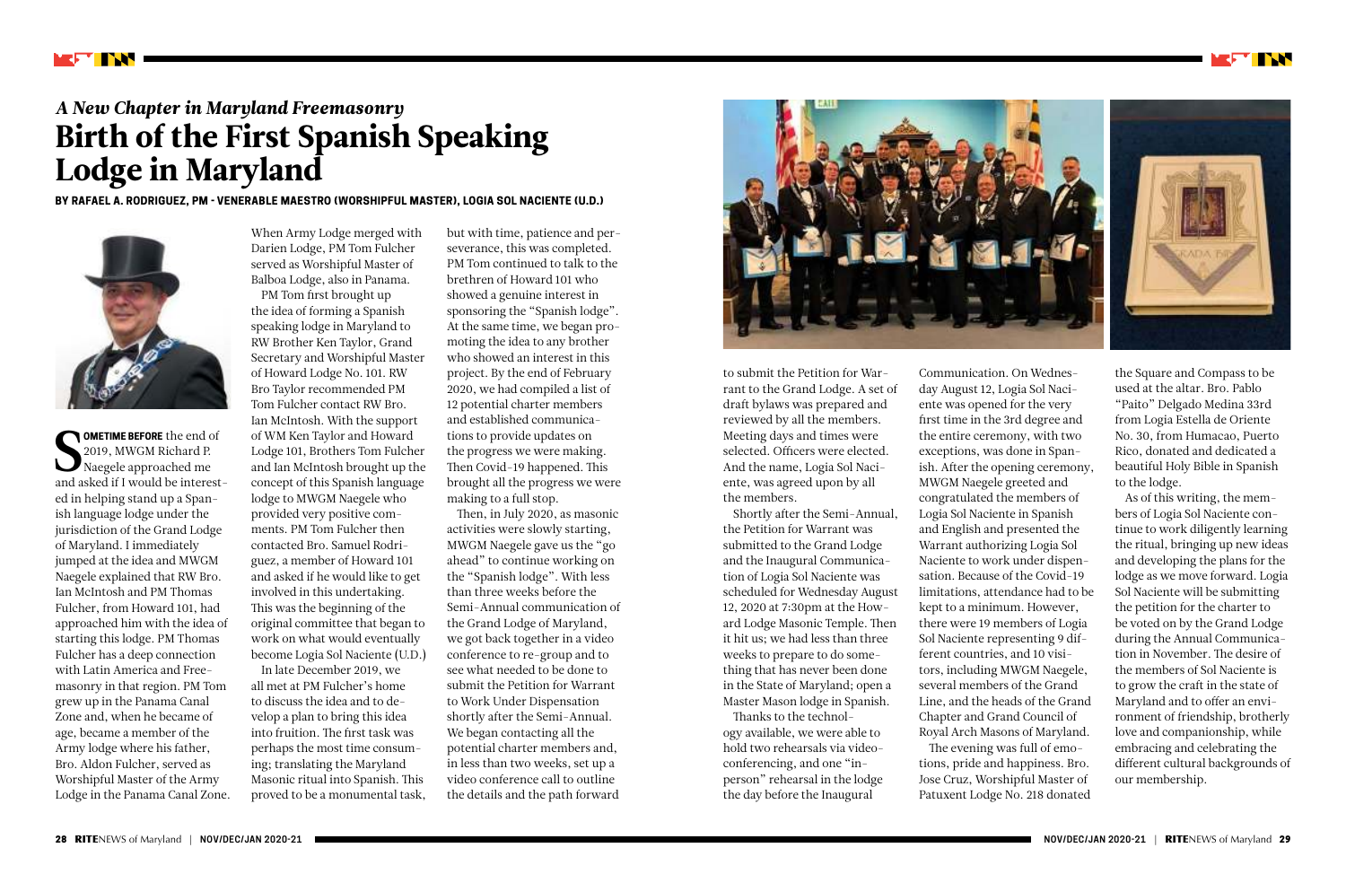*A New Chapter in Maryland Freemasonry*

# Birth of the First Spanish Speaking Lodge in Maryland

**BY RAFAEL A. RODRIGUEZ, PM - VENERABLE MAESTRO (WORSHIPFUL MASTER), LOGIA SOL NACIENTE (U.D.)**

**SOMETIME BEFORE** the end of 2019, MWGM Richard P. Naegele approached me and asked if I would be interested in helping stand up a Spanish language lodge under the jurisdiction of the Grand Lodge of Maryland. I immediately jumped at the idea and MWGM Naegele explained that RW Bro. Ian McIntosh and PM Thomas Fulcher, from Howard 101, had approached him with the idea of starting this lodge. PM Thomas Fulcher has a deep connection with Latin America and Freemasonry in that region. PM Tom grew up in the Panama Canal Zone and, when he became of age, became a member of the Army lodge where his father, Bro. Aldon Fulcher, served as Worshipful Master of the Army Lodge in the Panama Canal Zone. When Army Lodge merged with Darien Lodge, PM Tom Fulcher served as Worshipful Master of Balboa Lodge, also in Panama.

PM Tom first brought up the idea of forming a Spanish speaking lodge in Maryland to RW Brother Ken Taylor, Grand Secretary and Worshipful Master of Howard Lodge No. 101. RW Bro Taylor recommended PM Tom Fulcher contact RW Bro. Ian McIntosh. With the support of WM Ken Taylor and Howard Lodge 101, Brothers Tom Fulcher and Ian McIntosh brought up the concept of this Spanish language lodge to MWGM Naegele who provided very positive comments. PM Tom Fulcher then contacted Bro. Samuel Rodriguez, a member of Howard 101 and asked if he would like to get involved in this undertaking. This was the beginning of the original committee that began to work on what would eventually become Logia Sol Naciente (U.D.)

In late December 2019, we all met at PM Fulcher's home to discuss the idea and to develop a plan to bring this idea into fruition. The first task was perhaps the most time consuming; translating the Maryland Masonic ritual into Spanish. This proved to be a monumental task, but with time, patience and perseverance, this was completed. PM Tom continued to talk to the brethren of Howard 101 who showed a genuine interest in sponsoring the "Spanish lodge". At the same time, we began promoting the idea to any brother who showed an interest in this project. By the end of February 2020, we had compiled a list of 12 potential charter members and established communications to provide updates on the progress we were making. Then Covid-19 happened. This brought all the progress we were making to a full stop.

Then, in July 2020, as masonic activities were slowly starting, MWGM Naegele gave us the "go ahead" to continue working on the "Spanish lodge". With less than three weeks before the Semi-Annual communication of the Grand Lodge of Maryland, we got back together in a video conference to re-group and to see what needed to be done to submit the Petition for Warrant to Work Under Dispensation shortly after the Semi-Annual. We began contacting all the potential charter members and, in less than two weeks, set up a video conference call to outline the details and the path forward to submit the Petition for Warrant to the Grand Lodge. A set of draft bylaws was prepared and reviewed by all the members. Meeting days and times were selected. Officers were elected. And the name, Logia Sol Naciente, was agreed upon by all the members.

Shortly after the Semi-Annual, the Petition for Warrant was submitted to the Grand Lodge and the Inaugural Communication of Logia Sol Naciente was scheduled for Wednesday August 12, 2020 at 7:30pm at the Howard Lodge Masonic Temple. Then it hit us; we had less than three weeks to prepare to do something that has never been done in the State of Maryland; open a Master Mason lodge in Spanish.

Thanks to the technology available, we were able to hold two rehearsals via video-conferencing, and one "in-person" rehearsal in the lodge the day before the Inaugural Communication. On Wednesday August 12, Logia Sol Naciente was opened for the very first time in the 3rd degree and the entire ceremony, with two exceptions, was done in Spanish. After the opening ceremony, MWGM Naegele greeted and congratulated the members of Logia Sol Naciente in Spanish and English and presented the Warrant authorizing Logia Sol Naciente to work under dispensation. Because of the Covid-19 limitations, attendance had to be kept to a minimum. However, there were 19 members of Logia Sol Naciente representing 9 different countries, and 10 visitors, including MWGM Naegele, several members of the Grand Line, and the heads of the Grand Chapter and Grand Council of Royal Arch Masons of Maryland.

The evening was full of emotions, pride and happiness. Bro. Jose Cruz, Worshipful Master of Patuxent Lodge No. 218 donated the Square and Compass to be used at the altar. Bro. Pablo "Paito" Delgado Medina 33rd from Logia Estella de Oriente No. 30, from Humacao, Puerto Rico, donated and dedicated a beautiful Holy Bible in Spanish to the lodge.

As of this writing, the members of Logia Sol Naciente continue to work diligently learning the ritual, bringing up new ideas and developing the plans for the lodge as we move forward. Logia Sol Naciente will be submitting the petition for the charter to be voted on by the Grand Lodge during the Annual Communication in November. The desire of the members of Sol Naciente is to grow the craft in the state of Maryland and to offer an environment of friendship, brotherly love and companionship, while embracing and celebrating the different cultural backgrounds of our membership.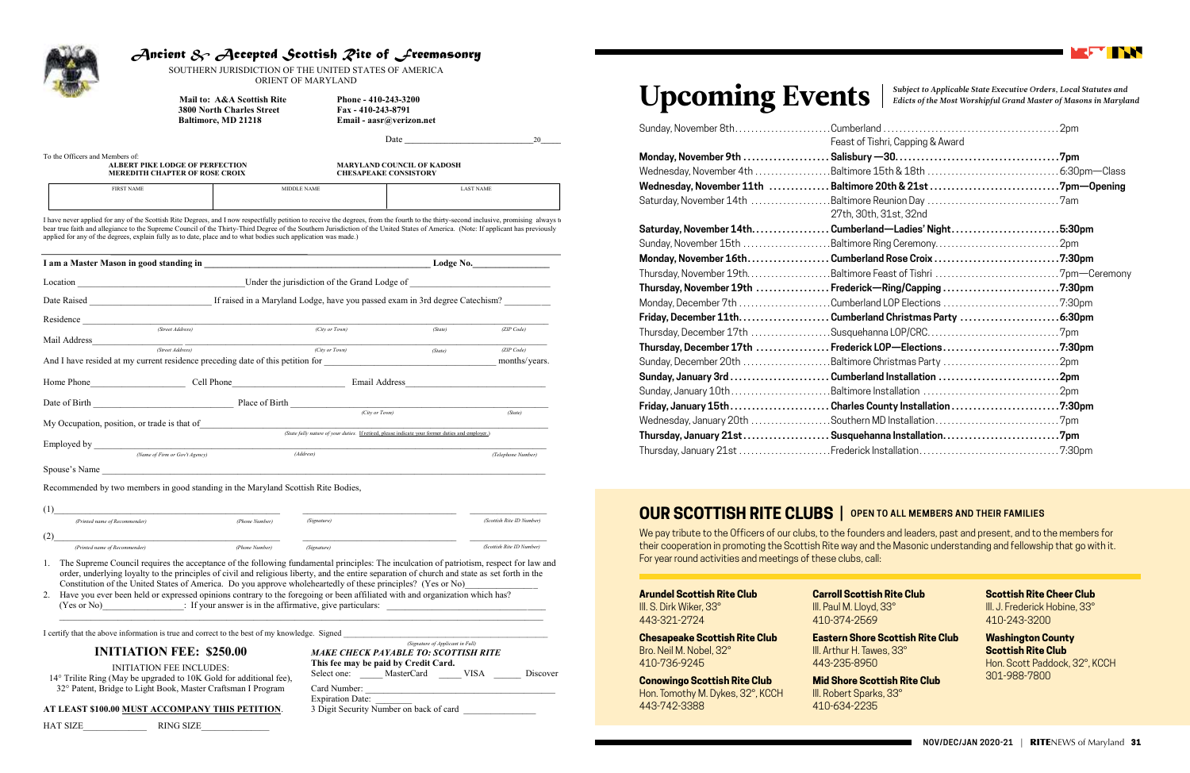# Ancient & Accepted Scottish Rite of Freemasonry

SOUTHERN JURISDICTION OF THE UNITED STATES OF AMERICA
ORIENT OF MARYLAND

**Mail to: A&A Scottish Rite**
**3800 North Charles Street**
**Baltimore, MD 21218**

**Phone - 410-243-3200**
**Fax - 410-243-8791**
**Email - aasr@verizon.net**

Date ____________________ 20____

To the Officers and Members of:

**ALBERT PIKE LODGE OF PERFECTION**
**MEREDITH CHAPTER OF ROSE CROIX**

**MARYLAND COUNCIL OF KADOSH**
**CHESAPEAKE CONSISTORY**

| FIRST NAME | MIDDLE NAME | LAST NAME |
|---|---|---|
| | | |

I have never applied for any of the Scottish Rite Degrees, and I now respectfully petition to receive the degrees, from the fourth to the thirty-second inclusive, promising always to bear true faith and allegiance to the Supreme Council of the Thirty-Third Degree of the Southern Jurisdiction of the United States of America. (Note: If applicant has previously applied for any of the degrees, explain fully as to date, place and to what bodies such application was made.)

**I am a Master Mason in good standing in** ____________________ **Lodge No.** ________

Location ____________________ Under the jurisdiction of the Grand Lodge of ____________________

Date Raised ____________ If raised in a Maryland Lodge, have you passed exam in 3rd degree Catechism? ________

Residence ____________________
(Street Address) (City or Town) (State) (ZIP Code)

Mail Address ____________________
(Street Address) (City or Town) (State) (ZIP Code)

And I have resided at my current residence preceding date of this petition for ____________ months/years.

Home Phone ____________ Cell Phone ____________ Email Address ____________

Date of Birth ____________ Place of Birth ____________
(City or Town) (State)

My Occupation, position, or trade is that of ____________________
(State fully nature of your duties. If retired, please indicate your former duties and employer.)

Employed by ____________________
(Name of Firm or Gov't Agency) (Address) (Telephone Number)

Spouse's Name ____________________

Recommended by two members in good standing in the Maryland Scottish Rite Bodies,

(1) ____________________
(Printed name of Recommender) (Phone Number) (Signature) (Scottish Rite ID Number)

(2) ____________________
(Printed name of Recommender) (Phone Number) (Signature) (Scottish Rite ID Number)

1. The Supreme Council requires the acceptance of the following fundamental principles: The inculcation of patriotism, respect for law and order, underlying loyalty to the principles of civil and religious liberty, and the entire separation of church and state as set forth in the Constitution of the United States of America. Do you approve wholeheartedly of these principles? (Yes or No)____________
2. Have you ever been held or expressed opinions contrary to the foregoing or been affiliated with and organization which has? (Yes or No)____________: If your answer is in the affirmative, give particulars: ____________________

I certify that the above information is true and correct to the best of my knowledge. Signed ____________________
(Signature of Applicant in Full)

## INITIATION FEE: $250.00

INITIATION FEE INCLUDES:
14° Trilite Ring (May be upgraded to 10K Gold for additional fee),
32° Patent, Bridge to Light Book, Master Craftsman I Program

**AT LEAST $100.00 MUST ACCOMPANY THIS PETITION.**

***MAKE CHECK PAYABLE TO: SCOTTISH RITE***
**This fee may be paid by Credit Card.**
Select one: _____ MasterCard _____ VISA _____ Discover
Card Number: ____________________
Expiration Date: ________
3 Digit Security Number on back of card ________

HAT SIZE ____________ RING SIZE ____________

# Upcoming Events

*Subject to Applicable State Executive Orders, Local Statutes and Edicts of the Most Worshipful Grand Master of Masons in Maryland*

| Date | Event | Time |
|---|---|---|
| Sunday, November 8th | Cumberland<br>Feast of Tishri, Capping & Award | 2pm |
| **Monday, November 9th** | **Salisbury —30** | **7pm** |
| Wednesday, November 4th | Baltimore 15th & 18th | 6:30pm—Class |
| **Wednesday, November 11th** | **Baltimore 20th & 21st** | **7pm—Opening** |
| Saturday, November 14th | Baltimore Reunion Day<br>27th, 30th, 31st, 32nd | 7am |
| **Saturday, November 14th** | **Cumberland—Ladies' Night** | **5:30pm** |
| Sunday, November 15th | Baltimore Ring Ceremony | 2pm |
| **Monday, November 16th** | **Cumberland Rose Croix** | **7:30pm** |
| Thursday, November 19th | Baltimore Feast of Tishri | 7pm—Ceremony |
| **Thursday, November 19th** | **Frederick—Ring/Capping** | **7:30pm** |
| Monday, December 7th | Cumberland LOP Elections | 7:30pm |
| **Friday, December 11th** | **Cumberland Christmas Party** | **6:30pm** |
| Thursday, December 17th | Susquehanna LOP/CRC | 7pm |
| **Thursday, December 17th** | **Frederick LOP—Elections** | **7:30pm** |
| Sunday, December 20th | Baltimore Christmas Party | 2pm |
| **Sunday, January 3rd** | **Cumberland Installation** | **2pm** |
| Sunday, January 10th | Baltimore Installation | 2pm |
| **Friday, January 15th** | **Charles County Installation** | **7:30pm** |
| Wednesday, January 20th | Southern MD Installation | 7pm |
| **Thursday, January 21st** | **Susquehanna Installation** | **7pm** |
| Thursday, January 21st | Frederick Installation | 7:30pm |

## OUR SCOTTISH RITE CLUBS | OPEN TO ALL MEMBERS AND THEIR FAMILIES

We pay tribute to the Officers of our clubs, to the founders and leaders, past and present, and to the members for their cooperation in promoting the Scottish Rite way and the Masonic understanding and fellowship that go with it. For year round activities and meetings of these clubs, call:

**Arundel Scottish Rite Club**
Ill. S. Dirk Wiker, 33°
443-321-2724

**Chesapeake Scottish Rite Club**
Bro. Neil M. Nobel, 32°
410-736-9245

**Conowingo Scottish Rite Club**
Hon. Tomothy M. Dykes, 32°, KCCH
443-742-3388

**Carroll Scottish Rite Club**
Ill. Paul M. Lloyd, 33°
410-374-2569

**Eastern Shore Scottish Rite Club**
Ill. Arthur H. Tawes, 33°
443-235-8950

**Mid Shore Scottish Rite Club**
Ill. Robert Sparks, 33°
410-634-2235

**Scottish Rite Cheer Club**
Ill. J. Frederick Hobine, 33°
410-243-3200

**Washington County Scottish Rite Club**
Hon. Scott Paddock, 32°, KCCH
301-988-7800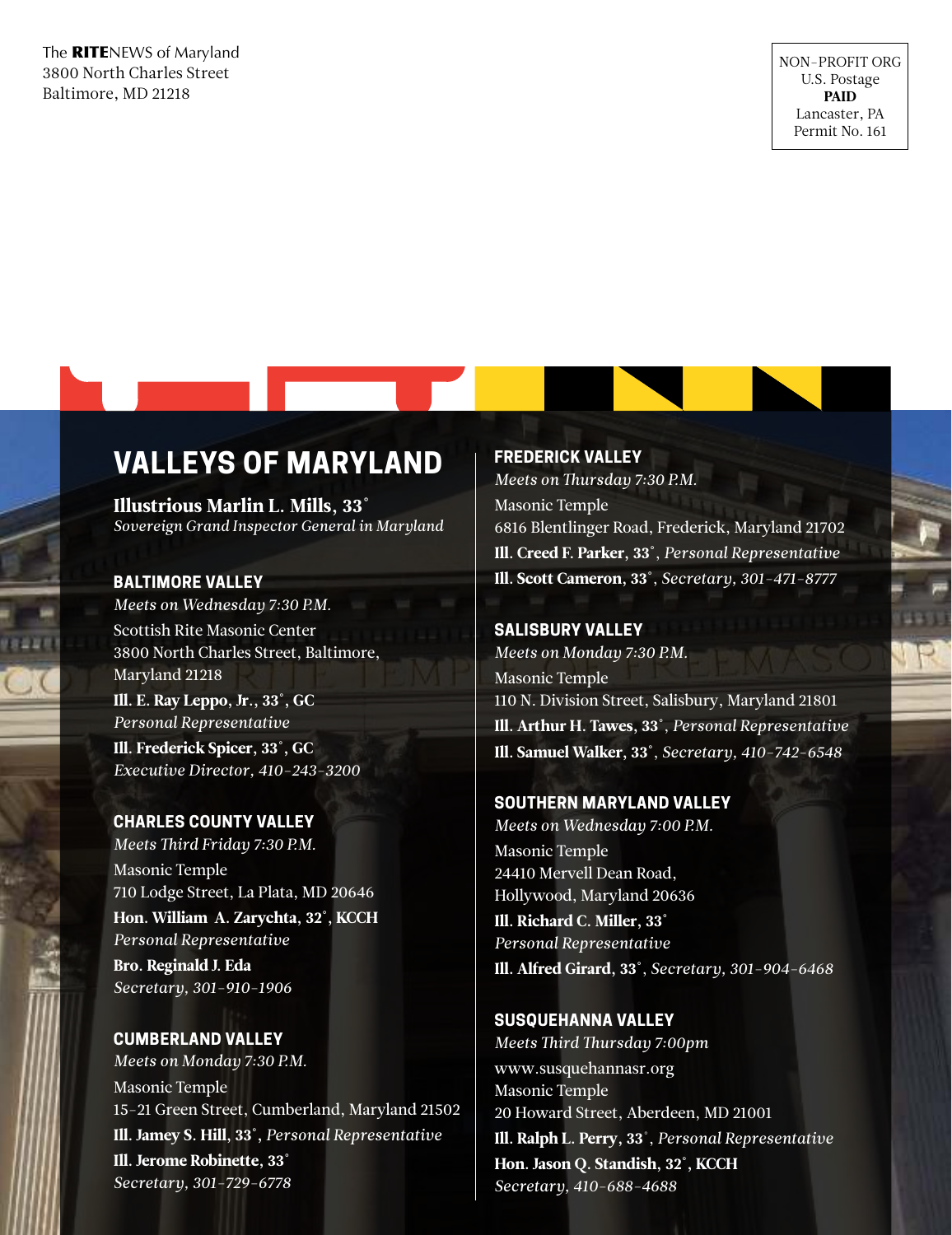The **RITE**NEWS of Maryland
3800 North Charles Street
Baltimore, MD 21218

NON-PROFIT ORG
U.S. Postage
**PAID**
Lancaster, PA
Permit No. 161

# VALLEYS OF MARYLAND

**Illustrious Marlin L. Mills, 33˚**
*Sovereign Grand Inspector General in Maryland*

## BALTIMORE VALLEY

*Meets on Wednesday 7:30 P.M.*
Scottish Rite Masonic Center
3800 North Charles Street, Baltimore, Maryland 21218
**Ill. E. Ray Leppo, Jr., 33˚, GC**
*Personal Representative*
**Ill. Frederick Spicer, 33˚, GC**
*Executive Director, 410-243-3200*

## CHARLES COUNTY VALLEY

*Meets Third Friday 7:30 P.M.*
Masonic Temple
710 Lodge Street, La Plata, MD 20646
**Hon. William A. Zarychta, 32˚, KCCH**
*Personal Representative*
**Bro. Reginald J. Eda**
*Secretary, 301-910-1906*

## CUMBERLAND VALLEY

*Meets on Monday 7:30 P.M.*
Masonic Temple
15-21 Green Street, Cumberland, Maryland 21502
**Ill. Jamey S. Hill, 33˚**, *Personal Representative*
**Ill. Jerome Robinette, 33˚**
*Secretary, 301-729-6778*

## FREDERICK VALLEY

*Meets on Thursday 7:30 P.M.*
Masonic Temple
6816 Blentlinger Road, Frederick, Maryland 21702
**Ill. Creed F. Parker, 33˚**, *Personal Representative*
**Ill. Scott Cameron, 33˚**, *Secretary, 301-471-8777*

## SALISBURY VALLEY

*Meets on Monday 7:30 P.M.*
Masonic Temple
110 N. Division Street, Salisbury, Maryland 21801
**Ill. Arthur H. Tawes, 33˚**, *Personal Representative*
**Ill. Samuel Walker, 33˚**, *Secretary, 410-742-6548*

## SOUTHERN MARYLAND VALLEY

*Meets on Wednesday 7:00 P.M.*
Masonic Temple
24410 Mervell Dean Road, Hollywood, Maryland 20636
**Ill. Richard C. Miller, 33˚**
*Personal Representative*
**Ill. Alfred Girard, 33˚**, *Secretary, 301-904-6468*

## SUSQUEHANNA VALLEY

*Meets Third Thursday 7:00pm*
www.susquehannasr.org
Masonic Temple
20 Howard Street, Aberdeen, MD 21001
**Ill. Ralph L. Perry, 33˚**, *Personal Representative*
**Hon. Jason Q. Standish, 32˚, KCCH**
*Secretary, 410-688-4688*